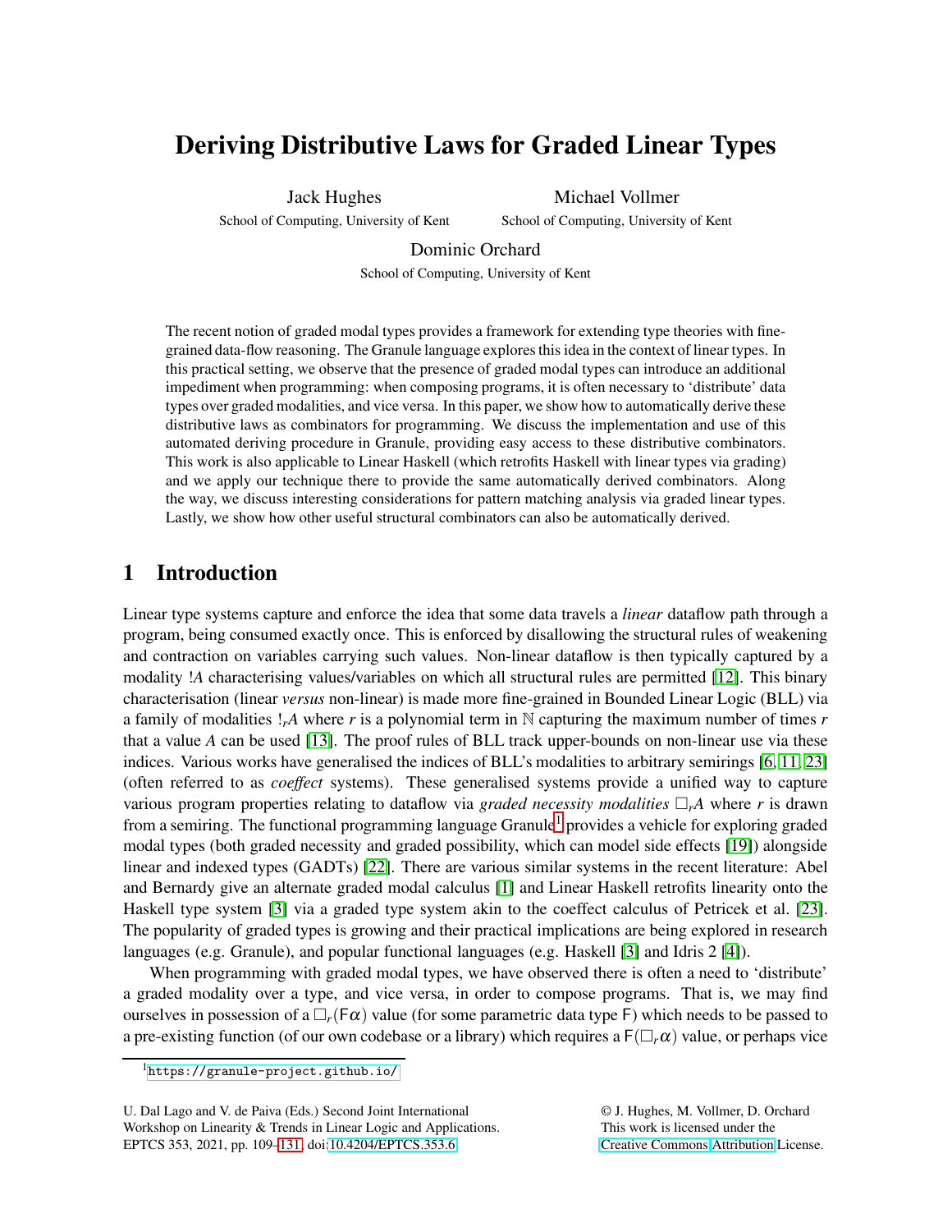# Deriving Distributive Laws for Graded Linear Types

Jack Hughes
School of Computing, University of Kent

Michael Vollmer
School of Computing, University of Kent

Dominic Orchard
School of Computing, University of Kent

The recent notion of graded modal types provides a framework for extending type theories with fine-grained data-flow reasoning. The Granule language explores this idea in the context of linear types. In this practical setting, we observe that the presence of graded modal types can introduce an additional impediment when programming: when composing programs, it is often necessary to 'distribute' data types over graded modalities, and vice versa. In this paper, we show how to automatically derive these distributive laws as combinators for programming. We discuss the implementation and use of this automated deriving procedure in Granule, providing easy access to these distributive combinators. This work is also applicable to Linear Haskell (which retrofits Haskell with linear types via grading) and we apply our technique there to provide the same automatically derived combinators. Along the way, we discuss interesting considerations for pattern matching analysis via graded linear types. Lastly, we show how other useful structural combinators can also be automatically derived.

## 1 Introduction

Linear type systems capture and enforce the idea that some data travels a *linear* dataflow path through a program, being consumed exactly once. This is enforced by disallowing the structural rules of weakening and contraction on variables carrying such values. Non-linear dataflow is then typically captured by a modality $!A$ characterising values/variables on which all structural rules are permitted [12]. This binary characterisation (linear *versus* non-linear) is made more fine-grained in Bounded Linear Logic (BLL) via a family of modalities $!_r A$ where $r$ is a polynomial term in $\mathbb{N}$ capturing the maximum number of times $r$ that a value $A$ can be used [13]. The proof rules of BLL track upper-bounds on non-linear use via these indices. Various works have generalised the indices of BLL's modalities to arbitrary semirings [6, 11, 23] (often referred to as *coeffect* systems). These generalised systems provide a unified way to capture various program properties relating to dataflow via *graded necessity modalities* $\Box_r A$ where $r$ is drawn from a semiring. The functional programming language Granule[1] provides a vehicle for exploring graded modal types (both graded necessity and graded possibility, which can model side effects [19]) alongside linear and indexed types (GADTs) [22]. There are various similar systems in the recent literature: Abel and Bernardy give an alternate graded modal calculus [1] and Linear Haskell retrofits linearity onto the Haskell type system [3] via a graded type system akin to the coeffect calculus of Petricek et al. [23]. The popularity of graded types is growing and their practical implications are being explored in research languages (e.g. Granule), and popular functional languages (e.g. Haskell [3] and Idris 2 [4]).

When programming with graded modal types, we have observed there is often a need to 'distribute' a graded modality over a type, and vice versa, in order to compose programs. That is, we may find ourselves in possession of a $\Box_r(\mathsf{F}\alpha)$ value (for some parametric data type $\mathsf{F}$) which needs to be passed to a pre-existing function (of our own codebase or a library) which requires a $\mathsf{F}(\Box_r\alpha)$ value, or perhaps vice

[1] https://granule-project.github.io/

U. Dal Lago and V. de Paiva (Eds.) Second Joint International Workshop on Linearity & Trends in Linear Logic and Applications. EPTCS 353, 2021, pp. 109–131, doi:10.4204/EPTCS.353.6

© J. Hughes, M. Vollmer, D. Orchard
This work is licensed under the Creative Commons Attribution License.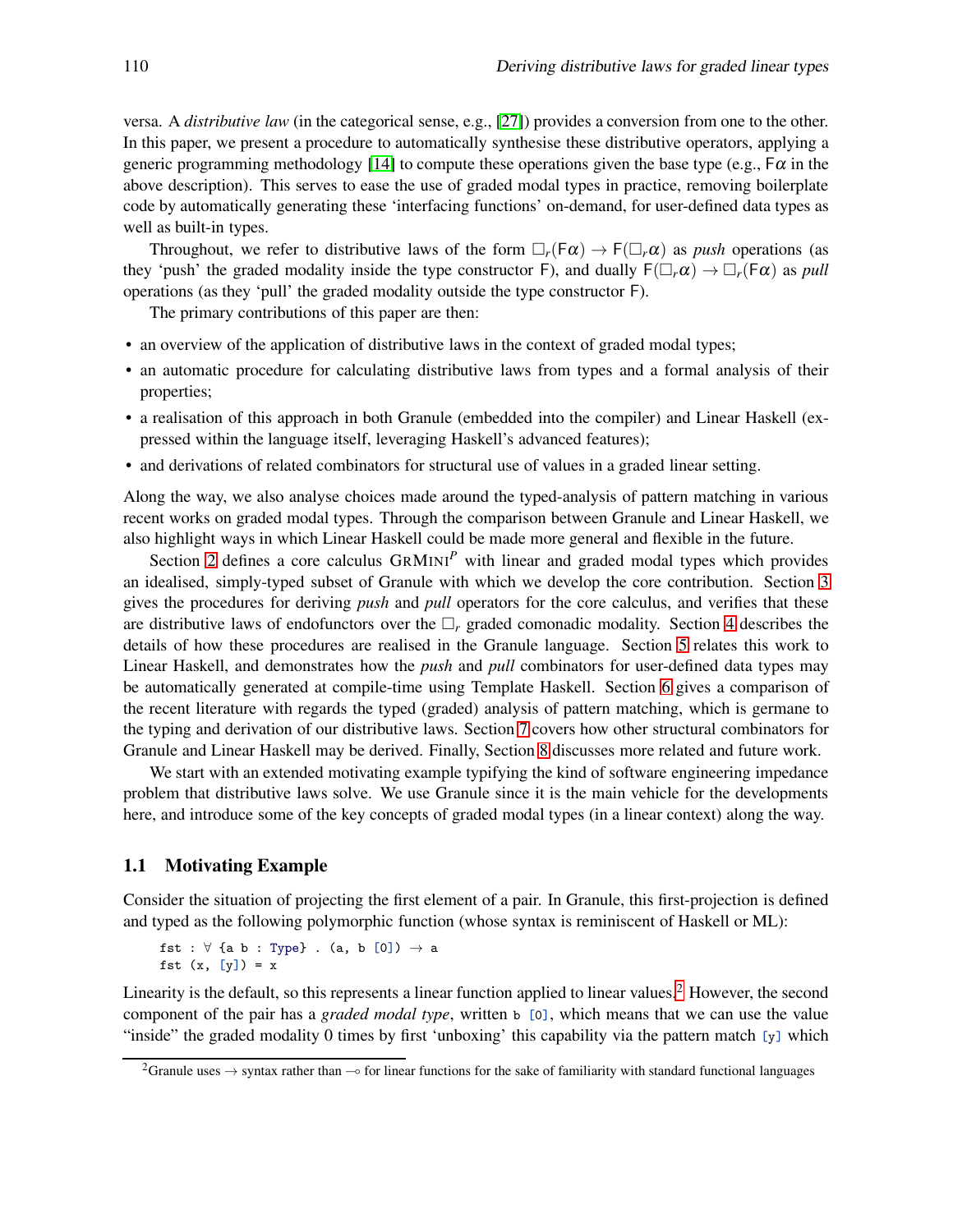versa. A *distributive law* (in the categorical sense, e.g., [27]) provides a conversion from one to the other. In this paper, we present a procedure to automatically synthesise these distributive operators, applying a generic programming methodology [14] to compute these operations given the base type (e.g., $\mathsf{F}\alpha$ in the above description). This serves to ease the use of graded modal types in practice, removing boilerplate code by automatically generating these 'interfacing functions' on-demand, for user-defined data types as well as built-in types.

Throughout, we refer to distributive laws of the form $\square_r(\mathsf{F}\alpha) \to \mathsf{F}(\square_r\alpha)$ as *push* operations (as they 'push' the graded modality inside the type constructor $\mathsf{F}$), and dually $\mathsf{F}(\square_r\alpha) \to \square_r(\mathsf{F}\alpha)$ as *pull* operations (as they 'pull' the graded modality outside the type constructor $\mathsf{F}$).

The primary contributions of this paper are then:

- an overview of the application of distributive laws in the context of graded modal types;
- an automatic procedure for calculating distributive laws from types and a formal analysis of their properties;
- a realisation of this approach in both Granule (embedded into the compiler) and Linear Haskell (expressed within the language itself, leveraging Haskell's advanced features);
- and derivations of related combinators for structural use of values in a graded linear setting.

Along the way, we also analyse choices made around the typed-analysis of pattern matching in various recent works on graded modal types. Through the comparison between Granule and Linear Haskell, we also highlight ways in which Linear Haskell could be made more general and flexible in the future.

Section 2 defines a core calculus $\text{GrMini}^P$ with linear and graded modal types which provides an idealised, simply-typed subset of Granule with which we develop the core contribution. Section 3 gives the procedures for deriving *push* and *pull* operators for the core calculus, and verifies that these are distributive laws of endofunctors over the $\square_r$ graded comonadic modality. Section 4 describes the details of how these procedures are realised in the Granule language. Section 5 relates this work to Linear Haskell, and demonstrates how the *push* and *pull* combinators for user-defined data types may be automatically generated at compile-time using Template Haskell. Section 6 gives a comparison of the recent literature with regards the typed (graded) analysis of pattern matching, which is germane to the typing and derivation of our distributive laws. Section 7 covers how other structural combinators for Granule and Linear Haskell may be derived. Finally, Section 8 discusses more related and future work.

We start with an extended motivating example typifying the kind of software engineering impedance problem that distributive laws solve. We use Granule since it is the main vehicle for the developments here, and introduce some of the key concepts of graded modal types (in a linear context) along the way.

### 1.1 Motivating Example

Consider the situation of projecting the first element of a pair. In Granule, this first-projection is defined and typed as the following polymorphic function (whose syntax is reminiscent of Haskell or ML):

```
fst : ∀ {a b : Type} . (a, b [0]) → a
fst (x, [y]) = x
```

Linearity is the default, so this represents a linear function applied to linear values.[2] However, the second component of the pair has a *graded modal type*, written `b [0]`, which means that we can use the value "inside" the graded modality 0 times by first 'unboxing' this capability via the pattern match `[y]` which

[2]Granule uses $\to$ syntax rather than $\multimap$ for linear functions for the sake of familiarity with standard functional languages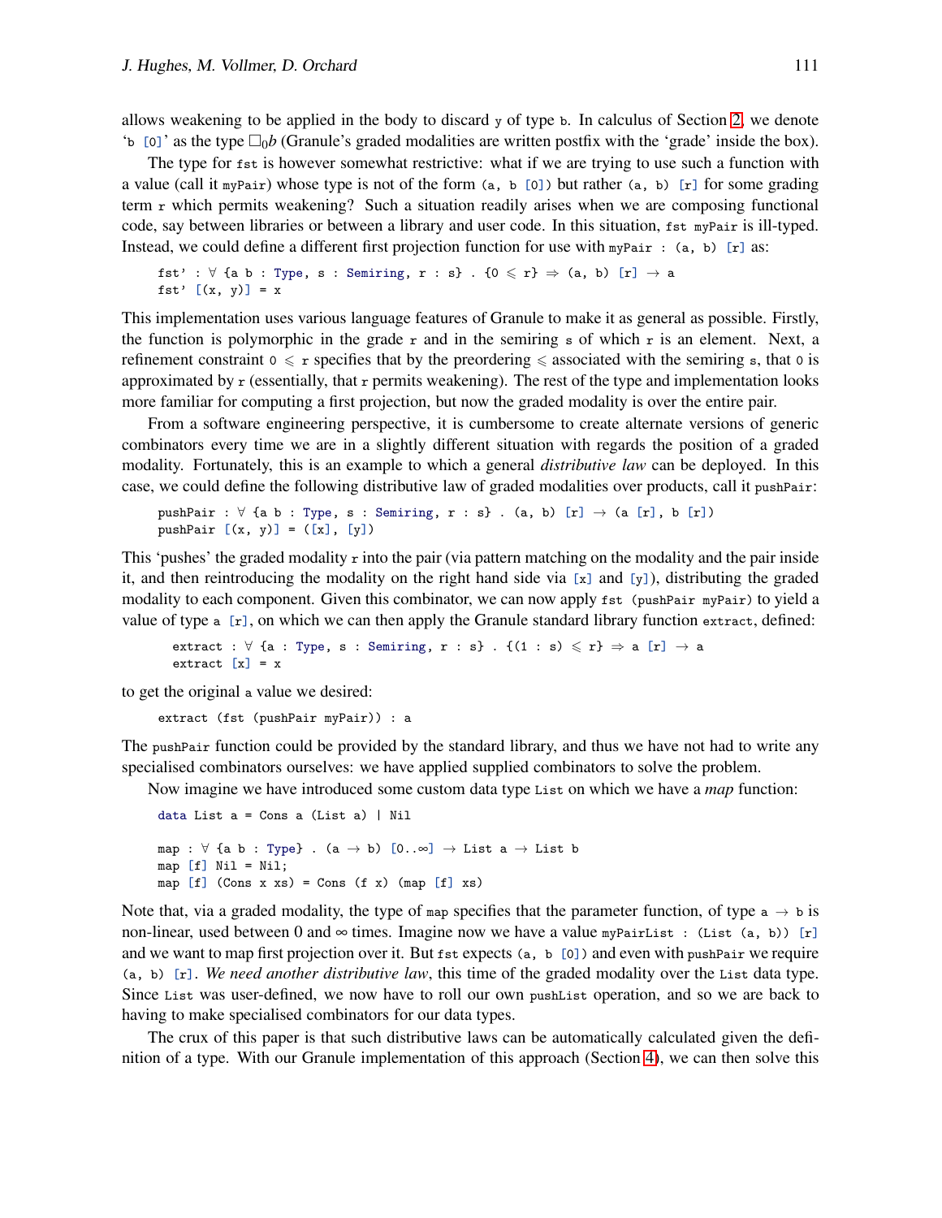allows weakening to be applied in the body to discard `y` of type `b`. In calculus of Section 2, we denote '`b [0]`' as the type $\Box_0 b$ (Granule's graded modalities are written postfix with the 'grade' inside the box).

The type for `fst` is however somewhat restrictive: what if we are trying to use such a function with a value (call it `myPair`) whose type is not of the form `(a, b [0])` but rather `(a, b) [r]` for some grading term `r` which permits weakening? Such a situation readily arises when we are composing functional code, say between libraries or between a library and user code. In this situation, `fst myPair` is ill-typed. Instead, we could define a different first projection function for use with `myPair : (a, b) [r]` as:

```
fst' : ∀ {a b : Type, s : Semiring, r : s} . {0 ⩽ r} ⇒ (a, b) [r] → a
fst' [(x, y)] = x
```

This implementation uses various language features of Granule to make it as general as possible. Firstly, the function is polymorphic in the grade `r` and in the semiring `s` of which `r` is an element. Next, a refinement constraint `0 ⩽ r` specifies that by the preordering ⩽ associated with the semiring `s`, that `0` is approximated by `r` (essentially, that `r` permits weakening). The rest of the type and implementation looks more familiar for computing a first projection, but now the graded modality is over the entire pair.

From a software engineering perspective, it is cumbersome to create alternate versions of generic combinators every time we are in a slightly different situation with regards the position of a graded modality. Fortunately, this is an example to which a general *distributive law* can be deployed. In this case, we could define the following distributive law of graded modalities over products, call it `pushPair`:

```
pushPair : ∀ {a b : Type, s : Semiring, r : s} . (a, b) [r] → (a [r], b [r])
pushPair [(x, y)] = ([x], [y])
```

This 'pushes' the graded modality `r` into the pair (via pattern matching on the modality and the pair inside it, and then reintroducing the modality on the right hand side via `[x]` and `[y]`), distributing the graded modality to each component. Given this combinator, we can now apply `fst (pushPair myPair)` to yield a value of type `a [r]`, on which we can then apply the Granule standard library function `extract`, defined:

```
extract : ∀ {a : Type, s : Semiring, r : s} . {(1 : s) ⩽ r} ⇒ a [r] → a
extract [x] = x
```

to get the original `a` value we desired:

```
extract (fst (pushPair myPair)) : a
```

The `pushPair` function could be provided by the standard library, and thus we have not had to write any specialised combinators ourselves: we have applied supplied combinators to solve the problem.

Now imagine we have introduced some custom data type `List` on which we have a *map* function:

```
data List a = Cons a (List a) | Nil

map : ∀ {a b : Type} . (a → b) [0..∞] → List a → List b
map [f] Nil = Nil;
map [f] (Cons x xs) = Cons (f x) (map [f] xs)
```

Note that, via a graded modality, the type of `map` specifies that the parameter function, of type `a → b` is non-linear, used between 0 and ∞ times. Imagine now we have a value `myPairList : (List (a, b)) [r]` and we want to map first projection over it. But `fst` expects `(a, b [0])` and even with `pushPair` we require `(a, b) [r]`. *We need another distributive law*, this time of the graded modality over the `List` data type. Since `List` was user-defined, we now have to roll our own `pushList` operation, and so we are back to having to make specialised combinators for our data types.

The crux of this paper is that such distributive laws can be automatically calculated given the definition of a type. With our Granule implementation of this approach (Section 4), we can then solve this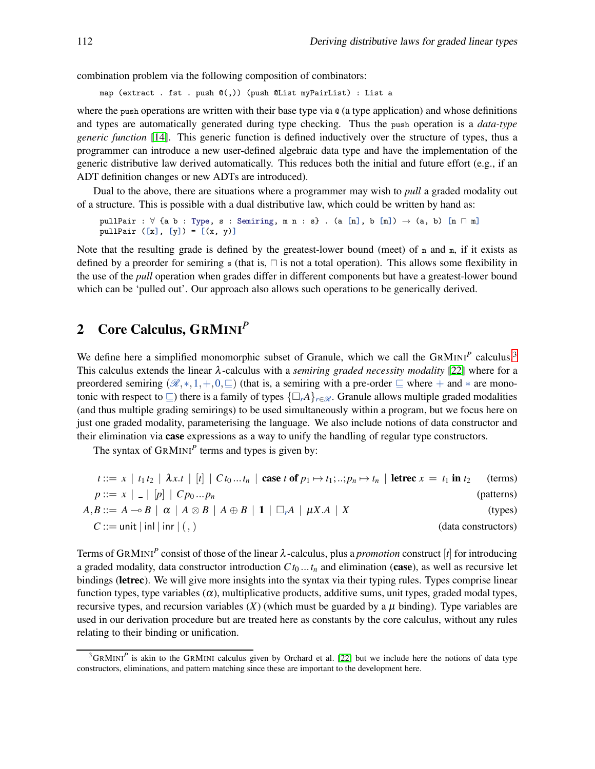combination problem via the following composition of combinators:

```
map (extract . fst . push @(,)) (push @List myPairList) : List a
```

where the push operations are written with their base type via @ (a type application) and whose definitions and types are automatically generated during type checking. Thus the push operation is a *data-type generic function* [14]. This generic function is defined inductively over the structure of types, thus a programmer can introduce a new user-defined algebraic data type and have the implementation of the generic distributive law derived automatically. This reduces both the initial and future effort (e.g., if an ADT definition changes or new ADTs are introduced).

Dual to the above, there are situations where a programmer may wish to *pull* a graded modality out of a structure. This is possible with a dual distributive law, which could be written by hand as:

```
pullPair : ∀ {a b : Type, s : Semiring, m n : s} . (a [n], b [m]) → (a, b) [n ⊓ m]
pullPair ([x], [y]) = [(x, y)]
```

Note that the resulting grade is defined by the greatest-lower bound (meet) of n and m, if it exists as defined by a preorder for semiring s (that is, $\sqcap$ is not a total operation). This allows some flexibility in the use of the *pull* operation when grades differ in different components but have a greatest-lower bound which can be 'pulled out'. Our approach also allows such operations to be generically derived.

## 2 Core Calculus, GRMINI$^P$

We define here a simplified monomorphic subset of Granule, which we call the GRMINI$^P$ calculus.[3] This calculus extends the linear $\lambda$-calculus with a *semiring graded necessity modality* [22] where for a preordered semiring $(\mathscr{R}, *, 1, +, 0, \sqsubseteq)$ (that is, a semiring with a pre-order $\sqsubseteq$ where $+$ and $*$ are monotonic with respect to $\sqsubseteq$) there is a family of types $\{\square_r A\}_{r \in \mathscr{R}}$. Granule allows multiple graded modalities (and thus multiple grading semirings) to be used simultaneously within a program, but we focus here on just one graded modality, parameterising the language. We also include notions of data constructor and their elimination via **case** expressions as a way to unify the handling of regular type constructors.

The syntax of GRMINI$^P$ terms and types is given by:

$$
\begin{array}{rll}
t ::= & x \mid t_1\, t_2 \mid \lambda x.t \mid [t] \mid C\, t_0 \ldots t_n \mid \textbf{case}\ t\ \textbf{of}\ p_1 \mapsto t_1; ..; p_n \mapsto t_n \mid \textbf{letrec}\ x = t_1\ \textbf{in}\ t_2 & \text{(terms)} \\
p ::= & x \mid \_ \mid [p] \mid C\, p_0 \ldots p_n & \text{(patterns)} \\
A, B ::= & A \multimap B \mid \alpha \mid A \otimes B \mid A \oplus B \mid \mathbf{1} \mid \square_r A \mid \mu X.A \mid X & \text{(types)} \\
C ::= & \mathsf{unit} \mid \mathsf{inl} \mid \mathsf{inr} \mid (\, ,\, ) & \text{(data constructors)}
\end{array}
$$

Terms of GRMINI$^P$ consist of those of the linear $\lambda$-calculus, plus a *promotion* construct $[t]$ for introducing a graded modality, data constructor introduction $C\, t_0 \ldots t_n$ and elimination (**case**), as well as recursive let bindings (**letrec**). We will give more insights into the syntax via their typing rules. Types comprise linear function types, type variables ($\alpha$), multiplicative products, additive sums, unit types, graded modal types, recursive types, and recursion variables ($X$) (which must be guarded by a $\mu$ binding). Type variables are used in our derivation procedure but are treated here as constants by the core calculus, without any rules relating to their binding or unification.

[3] GRMINI$^P$ is akin to the GRMINI calculus given by Orchard et al. [22] but we include here the notions of data type constructors, eliminations, and pattern matching since these are important to the development here.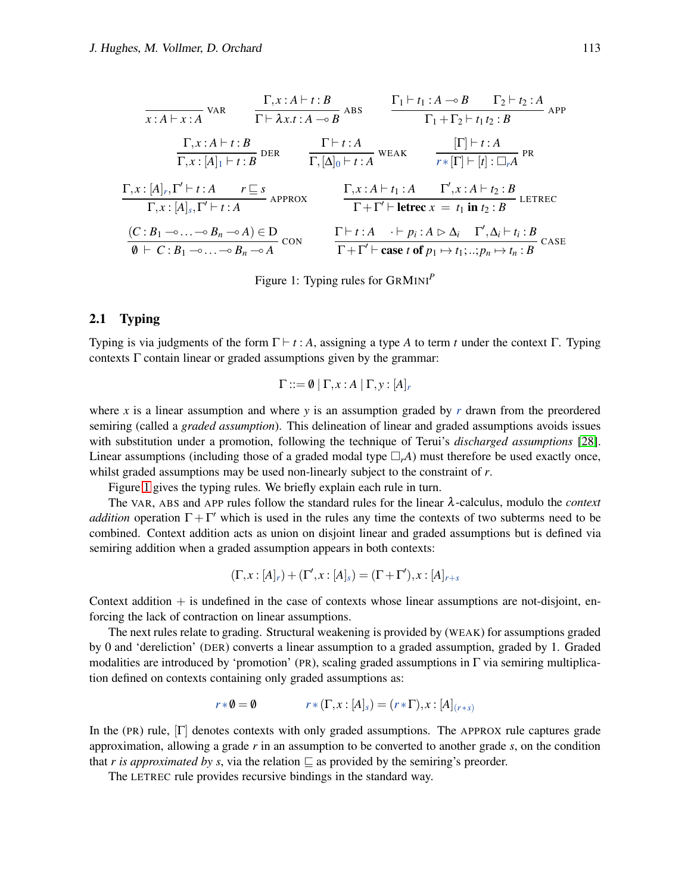$$\frac{}{x : A \vdash x : A}\ \textsc{var} \qquad \frac{\Gamma, x : A \vdash t : B}{\Gamma \vdash \lambda x.t : A \multimap B}\ \textsc{abs} \qquad \frac{\Gamma_1 \vdash t_1 : A \multimap B \qquad \Gamma_2 \vdash t_2 : A}{\Gamma_1 + \Gamma_2 \vdash t_1\, t_2 : B}\ \textsc{app}$$

$$\frac{\Gamma, x : A \vdash t : B}{\Gamma, x : [A]_1 \vdash t : B}\ \textsc{der} \qquad \frac{\Gamma \vdash t : A}{\Gamma, [\Delta]_0 \vdash t : A}\ \textsc{weak} \qquad \frac{[\Gamma] \vdash t : A}{r * [\Gamma] \vdash [t] : \Box_r A}\ \textsc{pr}$$

$$\frac{\Gamma, x : [A]_r, \Gamma' \vdash t : A \qquad r \sqsubseteq s}{\Gamma, x : [A]_s, \Gamma' \vdash t : A}\ \textsc{approx} \qquad \frac{\Gamma, x : A \vdash t_1 : A \qquad \Gamma', x : A \vdash t_2 : B}{\Gamma + \Gamma' \vdash \textbf{letrec}\ x\ =\ t_1\ \textbf{in}\ t_2 : B}\ \textsc{letrec}$$

$$\frac{(C : B_1 \multimap \ldots \multimap B_n \multimap A) \in \mathrm{D}}{\emptyset\ \vdash\ C : B_1 \multimap \ldots \multimap B_n \multimap A}\ \textsc{con} \qquad \frac{\Gamma \vdash t : A \qquad \cdot \vdash p_i : A \rhd \Delta_i \qquad \Gamma', \Delta_i \vdash t_i : B}{\Gamma + \Gamma' \vdash \textbf{case}\ t\ \textbf{of}\ p_1 \mapsto t_1; ..; p_n \mapsto t_n : B}\ \textsc{case}$$

Figure 1: Typing rules for GRMINI$^P$

## 2.1 Typing

Typing is via judgments of the form $\Gamma \vdash t : A$, assigning a type $A$ to term $t$ under the context $\Gamma$. Typing contexts $\Gamma$ contain linear or graded assumptions given by the grammar:

$$\Gamma ::= \emptyset \mid \Gamma, x : A \mid \Gamma, y : [A]_r$$

where $x$ is a linear assumption and where $y$ is an assumption graded by $r$ drawn from the preordered semiring (called a *graded assumption*). This delineation of linear and graded assumptions avoids issues with substitution under a promotion, following the technique of Terui's *discharged assumptions* [28]. Linear assumptions (including those of a graded modal type $\Box_r A$) must therefore be used exactly once, whilst graded assumptions may be used non-linearly subject to the constraint of $r$.

Figure 1 gives the typing rules. We briefly explain each rule in turn.

The VAR, ABS and APP rules follow the standard rules for the linear $\lambda$-calculus, modulo the *context addition* operation $\Gamma + \Gamma'$ which is used in the rules any time the contexts of two subterms need to be combined. Context addition acts as union on disjoint linear and graded assumptions but is defined via semiring addition when a graded assumption appears in both contexts:

$$(\Gamma, x : [A]_r) + (\Gamma', x : [A]_s) = (\Gamma + \Gamma'), x : [A]_{r+s}$$

Context addition $+$ is undefined in the case of contexts whose linear assumptions are not-disjoint, enforcing the lack of contraction on linear assumptions.

The next rules relate to grading. Structural weakening is provided by (WEAK) for assumptions graded by 0 and 'dereliction' (DER) converts a linear assumption to a graded assumption, graded by 1. Graded modalities are introduced by 'promotion' (PR), scaling graded assumptions in $\Gamma$ via semiring multiplication defined on contexts containing only graded assumptions as:

$$r * \emptyset = \emptyset \qquad\qquad r * (\Gamma, x : [A]_s) = (r * \Gamma), x : [A]_{(r*s)}$$

In the (PR) rule, $[\Gamma]$ denotes contexts with only graded assumptions. The APPROX rule captures grade approximation, allowing a grade $r$ in an assumption to be converted to another grade $s$, on the condition that *r is approximated by s*, via the relation $\sqsubseteq$ as provided by the semiring's preorder.

The LETREC rule provides recursive bindings in the standard way.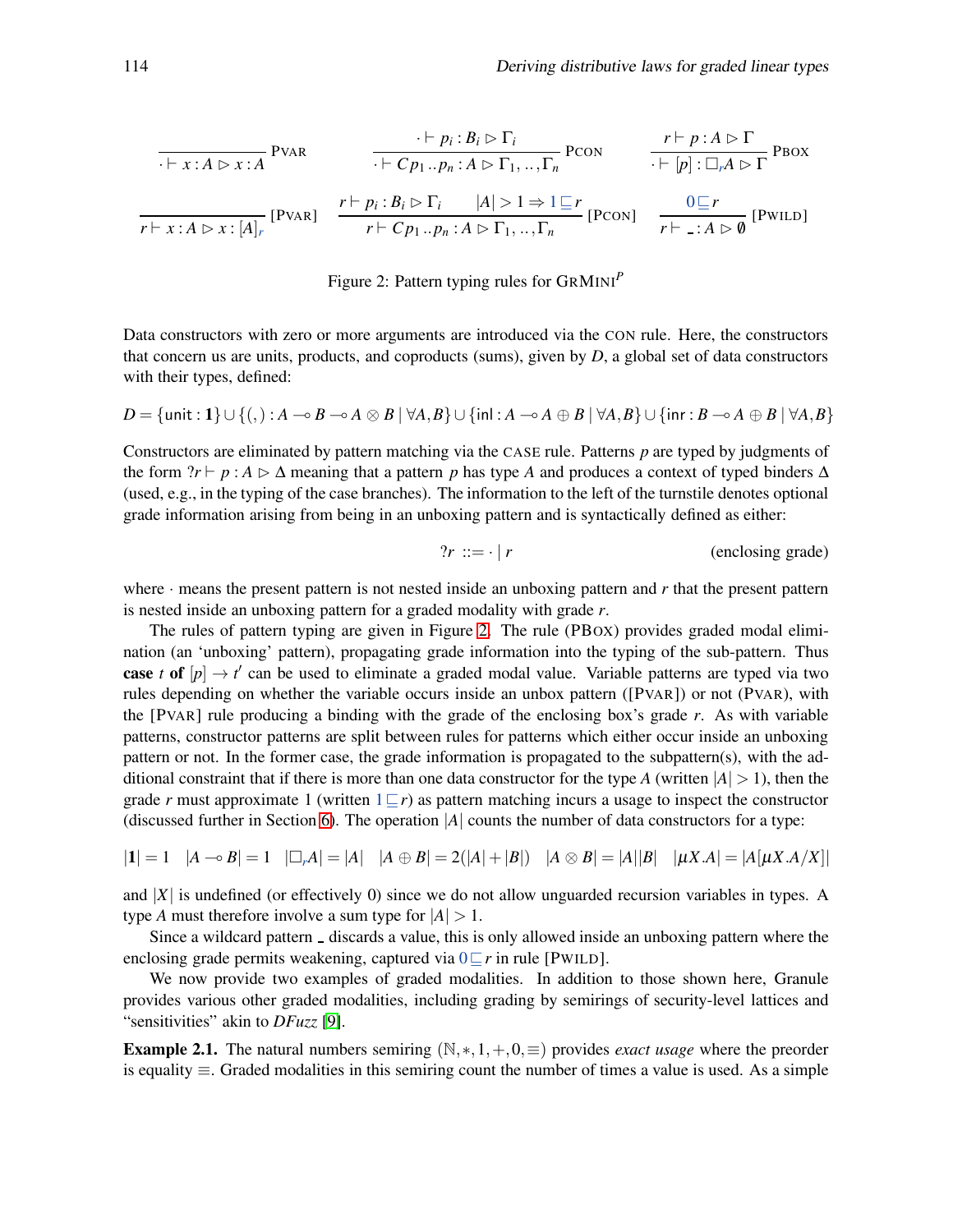$$\frac{}{\cdot \vdash x : A \rhd x : A}\ \textsc{PVar} \qquad \frac{\cdot \vdash p_i : B_i \rhd \Gamma_i}{\cdot \vdash C\, p_1 \,..\, p_n : A \rhd \Gamma_1, .., \Gamma_n}\ \textsc{PCon} \qquad \frac{r \vdash p : A \rhd \Gamma}{\cdot \vdash [p] : \Box_r A \rhd \Gamma}\ \textsc{PBox}$$

$$\frac{}{r \vdash x : A \rhd x : [A]_r}\ [\textsc{PVar}] \qquad \frac{r \vdash p_i : B_i \rhd \Gamma_i \qquad |A| > 1 \Rightarrow 1 \sqsubseteq r}{r \vdash C\, p_1 \,..\, p_n : A \rhd \Gamma_1, .., \Gamma_n}\ [\textsc{PCon}] \qquad \frac{0 \sqsubseteq r}{r \vdash \_ : A \rhd \emptyset}\ [\textsc{PWild}]$$

Figure 2: Pattern typing rules for GRMINI$^P$

Data constructors with zero or more arguments are introduced via the CON rule. Here, the constructors that concern us are units, products, and coproducts (sums), given by $D$, a global set of data constructors with their types, defined:

$$D = \{\mathsf{unit} : \mathbf{1}\} \cup \{(,) : A \multimap B \multimap A \otimes B \mid \forall A, B\} \cup \{\mathsf{inl} : A \multimap A \oplus B \mid \forall A, B\} \cup \{\mathsf{inr} : B \multimap A \oplus B \mid \forall A, B\}$$

Constructors are eliminated by pattern matching via the CASE rule. Patterns $p$ are typed by judgments of the form $?r \vdash p : A \rhd \Delta$ meaning that a pattern $p$ has type $A$ and produces a context of typed binders $\Delta$ (used, e.g., in the typing of the case branches). The information to the left of the turnstile denotes optional grade information arising from being in an unboxing pattern and is syntactically defined as either:

$$?r \ ::= \cdot \mid r \qquad \text{(enclosing grade)}$$

where $\cdot$ means the present pattern is not nested inside an unboxing pattern and $r$ that the present pattern is nested inside an unboxing pattern for a graded modality with grade $r$.

The rules of pattern typing are given in Figure 2. The rule (PBOX) provides graded modal elimination (an 'unboxing' pattern), propagating grade information into the typing of the sub-pattern. Thus **case** $t$ **of** $[p] \to t'$ can be used to eliminate a graded modal value. Variable patterns are typed via two rules depending on whether the variable occurs inside an unbox pattern ([PVAR]) or not (PVAR), with the [PVAR] rule producing a binding with the grade of the enclosing box's grade $r$. As with variable patterns, constructor patterns are split between rules for patterns which either occur inside an unboxing pattern or not. In the former case, the grade information is propagated to the subpattern(s), with the additional constraint that if there is more than one data constructor for the type $A$ (written $|A| > 1$), then the grade $r$ must approximate 1 (written $1 \sqsubseteq r$) as pattern matching incurs a usage to inspect the constructor (discussed further in Section 6). The operation $|A|$ counts the number of data constructors for a type:

$$|\mathbf{1}| = 1 \quad |A \multimap B| = 1 \quad |\Box_r A| = |A| \quad |A \oplus B| = 2(|A| + |B|) \quad |A \otimes B| = |A||B| \quad |\mu X.A| = |A[\mu X.A/X]|$$

and $|X|$ is undefined (or effectively 0) since we do not allow unguarded recursion variables in types. A type $A$ must therefore involve a sum type for $|A| > 1$.

Since a wildcard pattern _ discards a value, this is only allowed inside an unboxing pattern where the enclosing grade permits weakening, captured via $0 \sqsubseteq r$ in rule [PWILD].

We now provide two examples of graded modalities. In addition to those shown here, Granule provides various other graded modalities, including grading by semirings of security-level lattices and "sensitivities" akin to *DFuzz* [9].

**Example 2.1.** The natural numbers semiring $(\mathbb{N}, *, 1, +, 0, \equiv)$ provides *exact usage* where the preorder is equality $\equiv$. Graded modalities in this semiring count the number of times a value is used. As a simple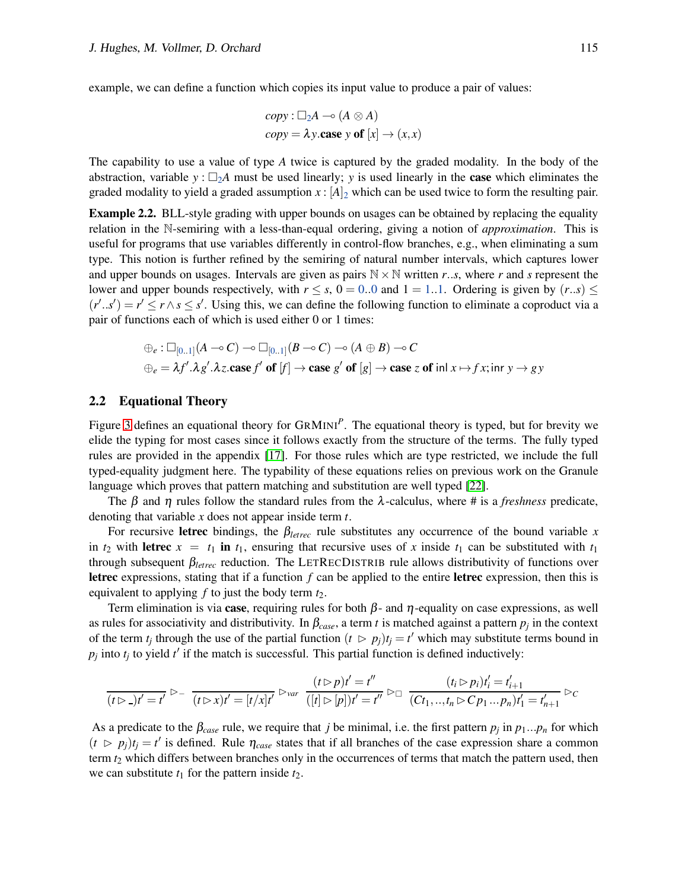example, we can define a function which copies its input value to produce a pair of values:

$$copy : \Box_2 A \multimap (A \otimes A)$$
$$copy = \lambda y.\textbf{case}\ y\ \textbf{of}\ [x] \rightarrow (x,x)$$

The capability to use a value of type $A$ twice is captured by the graded modality. In the body of the abstraction, variable $y : \Box_2 A$ must be used linearly; $y$ is used linearly in the **case** which eliminates the graded modality to yield a graded assumption $x : [A]_2$ which can be used twice to form the resulting pair.

**Example 2.2.** BLL-style grading with upper bounds on usages can be obtained by replacing the equality relation in the $\mathbb{N}$-semiring with a less-than-equal ordering, giving a notion of *approximation*. This is useful for programs that use variables differently in control-flow branches, e.g., when eliminating a sum type. This notion is further refined by the semiring of natural number intervals, which captures lower and upper bounds on usages. Intervals are given as pairs $\mathbb{N} \times \mathbb{N}$ written $r..s$, where $r$ and $s$ represent the lower and upper bounds respectively, with $r \leq s$, $0 = 0..0$ and $1 = 1..1$. Ordering is given by $(r..s) \leq (r'..s') = r' \leq r \wedge s \leq s'$. Using this, we can define the following function to eliminate a coproduct via a pair of functions each of which is used either 0 or 1 times:

$$\oplus_e : \Box_{[0..1]}(A \multimap C) \multimap \Box_{[0..1]}(B \multimap C) \multimap (A \oplus B) \multimap C$$
$$\oplus_e = \lambda f'.\lambda g'.\lambda z.\textbf{case}\ f'\ \textbf{of}\ [f] \rightarrow \textbf{case}\ g'\ \textbf{of}\ [g] \rightarrow \textbf{case}\ z\ \textbf{of}\ \mathsf{inl}\ x \mapsto f\,x; \mathsf{inr}\ y \rightarrow g\,y$$

## 2.2 Equational Theory

Figure 3 defines an equational theory for GrMini$^P$. The equational theory is typed, but for brevity we elide the typing for most cases since it follows exactly from the structure of the terms. The fully typed rules are provided in the appendix [17]. For those rules which are type restricted, we include the full typed-equality judgment here. The typability of these equations relies on previous work on the Granule language which proves that pattern matching and substitution are well typed [22].

The $\beta$ and $\eta$ rules follow the standard rules from the $\lambda$-calculus, where # is a *freshness* predicate, denoting that variable $x$ does not appear inside term $t$.

For recursive **letrec** bindings, the $\beta_{letrec}$ rule substitutes any occurrence of the bound variable $x$ in $t_2$ with **letrec** $x = t_1$ **in** $t_1$, ensuring that recursive uses of $x$ inside $t_1$ can be substituted with $t_1$ through subsequent $\beta_{letrec}$ reduction. The LetRecDistrib rule allows distributivity of functions over **letrec** expressions, stating that if a function $f$ can be applied to the entire **letrec** expression, then this is equivalent to applying $f$ to just the body term $t_2$.

Term elimination is via **case**, requiring rules for both $\beta$- and $\eta$-equality on case expressions, as well as rules for associativity and distributivity. In $\beta_{case}$, a term $t$ is matched against a pattern $p_j$ in the context of the term $t_j$ through the use of the partial function $(t \rhd p_j)t_j = t'$ which may substitute terms bound in $p_j$ into $t_j$ to yield $t'$ if the match is successful. This partial function is defined inductively:

$$\frac{}{(t \rhd \_)t' = t'}\ \rhd_{\_} \qquad \frac{}{(t \rhd x)t' = [t/x]t'}\ \rhd_{var} \qquad \frac{(t \rhd p)t' = t''}{([t] \rhd [p])t' = t''}\ \rhd_{\Box} \qquad \frac{(t_i \rhd p_i)t'_i = t'_{i+1}}{(Ct_1,..,t_n \rhd Cp_1 \ldots p_n)t'_1 = t'_{n+1}}\ \rhd_C$$

As a predicate to the $\beta_{case}$ rule, we require that $j$ be minimal, i.e. the first pattern $p_j$ in $p_1 \ldots p_n$ for which $(t \rhd p_j)t_j = t'$ is defined. Rule $\eta_{case}$ states that if all branches of the case expression share a common term $t_2$ which differs between branches only in the occurrences of terms that match the pattern used, then we can substitute $t_1$ for the pattern inside $t_2$.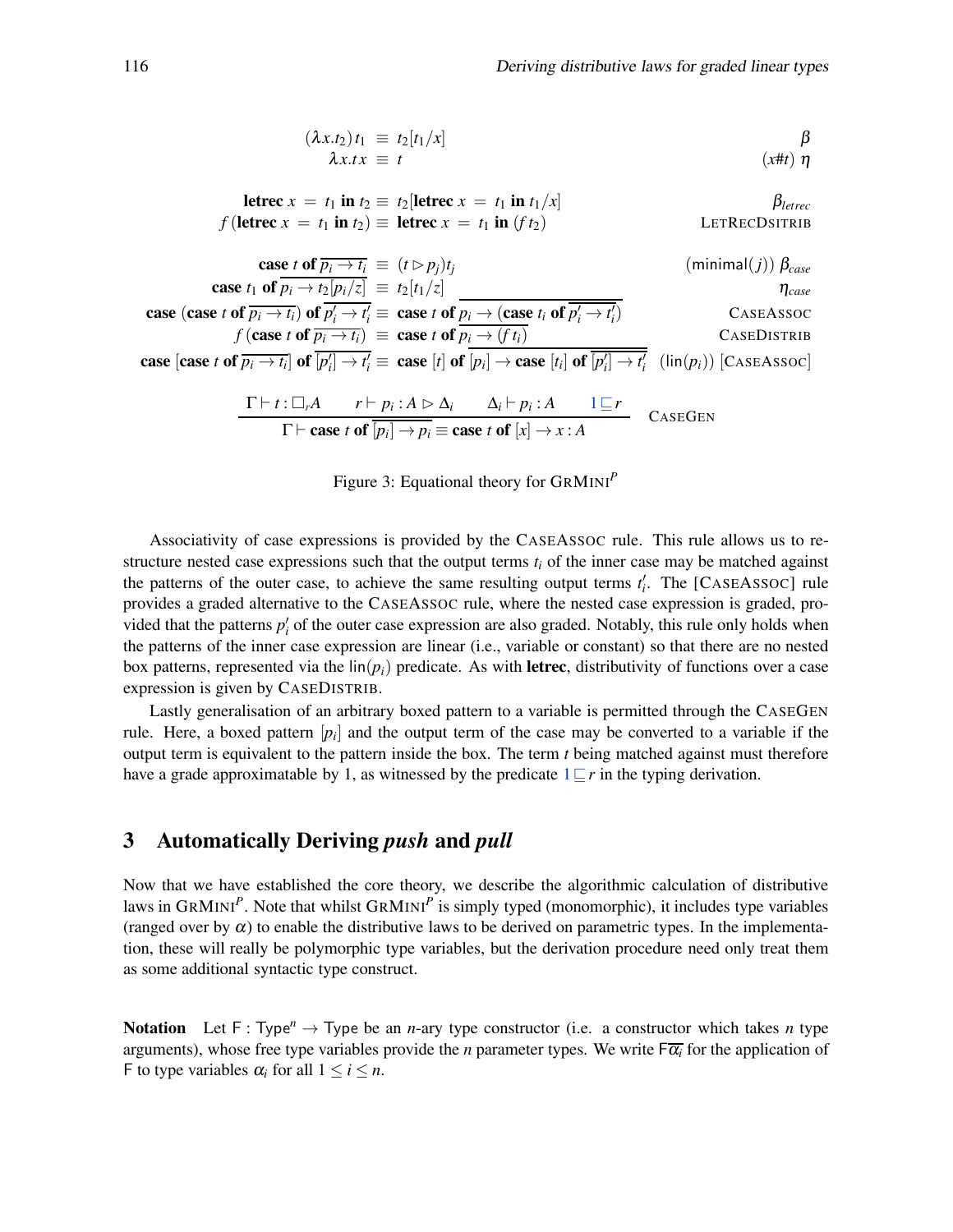$$
\begin{array}{rcll}
(\lambda x.t_2)\, t_1 & \equiv & t_2[t_1/x] & \beta \\
\lambda x.t\, x & \equiv & t & (x \# t)\ \eta \\
\\
\textbf{letrec}\ x\ =\ t_1\ \textbf{in}\ t_2 & \equiv & t_2[\textbf{letrec}\ x\ =\ t_1\ \textbf{in}\ t_1/x] & \beta_{letrec} \\
f\,(\textbf{letrec}\ x\ =\ t_1\ \textbf{in}\ t_2) & \equiv & \textbf{letrec}\ x\ =\ t_1\ \textbf{in}\ (f\, t_2) & \text{LETRECDSITRIB} \\
\\
\textbf{case}\ t\ \textbf{of}\ \overline{p_i \to t_i} & \equiv & (t \rhd p_j) t_j & (\mathsf{minimal}(j))\ \beta_{case} \\
\textbf{case}\ t_1\ \textbf{of}\ \overline{p_i \to t_2[p_i/z]} & \equiv & t_2[t_1/z] & \eta_{case} \\
\textbf{case}\ (\textbf{case}\ t\ \textbf{of}\ \overline{p_i \to t_i})\ \textbf{of}\ \overline{p'_i \to t'_i} & \equiv & \textbf{case}\ t\ \textbf{of}\ \overline{p_i \to (\textbf{case}\ t_i\ \textbf{of}\ \overline{p'_i \to t'_i})} & \text{CASEASSOC} \\
f\,(\textbf{case}\ t\ \textbf{of}\ \overline{p_i \to t_i}) & \equiv & \textbf{case}\ t\ \textbf{of}\ \overline{p_i \to (f\, t_i)} & \text{CASEDISTRIB} \\
\textbf{case}\ [\textbf{case}\ t\ \textbf{of}\ \overline{p_i \to t_i}]\ \textbf{of}\ \overline{[p'_i] \to t'_i} & \equiv & \textbf{case}\ [t]\ \textbf{of}\ \overline{[p_i] \to \textbf{case}\ [t_i]\ \textbf{of}\ \overline{[p'_i] \to t'_i}} & (\mathsf{lin}(p_i))\ [\text{CASEASSOC}]
\end{array}
$$

$$
\frac{\Gamma \vdash t : \Box_r A \qquad r \vdash p_i : A \rhd \Delta_i \qquad \Delta_i \vdash p_i : A \qquad 1 \sqsubseteq r}{\Gamma \vdash \textbf{case}\ t\ \textbf{of}\ \overline{[p_i] \to p_i} \equiv \textbf{case}\ t\ \textbf{of}\ [x] \to x : A}\ \text{CASEGEN}
$$

Figure 3: Equational theory for $\text{GRMINI}^P$

Associativity of case expressions is provided by the CASEASSOC rule. This rule allows us to restructure nested case expressions such that the output terms $t_i$ of the inner case may be matched against the patterns of the outer case, to achieve the same resulting output terms $t'_i$. The [CASEASSOC] rule provides a graded alternative to the CASEASSOC rule, where the nested case expression is graded, provided that the patterns $p'_i$ of the outer case expression are also graded. Notably, this rule only holds when the patterns of the inner case expression are linear (i.e., variable or constant) so that there are no nested box patterns, represented via the $\mathsf{lin}(p_i)$ predicate. As with **letrec**, distributivity of functions over a case expression is given by CASEDISTRIB.

Lastly generalisation of an arbitrary boxed pattern to a variable is permitted through the CASEGEN rule. Here, a boxed pattern $[p_i]$ and the output term of the case may be converted to a variable if the output term is equivalent to the pattern inside the box. The term $t$ being matched against must therefore have a grade approximatable by 1, as witnessed by the predicate $1 \sqsubseteq r$ in the typing derivation.

## 3 Automatically Deriving *push* and *pull*

Now that we have established the core theory, we describe the algorithmic calculation of distributive laws in $\text{GRMINI}^P$. Note that whilst $\text{GRMINI}^P$ is simply typed (monomorphic), it includes type variables (ranged over by $\alpha$) to enable the distributive laws to be derived on parametric types. In the implementation, these will really be polymorphic type variables, but the derivation procedure need only treat them as some additional syntactic type construct.

**Notation** Let $\mathsf{F} : \mathsf{Type}^n \to \mathsf{Type}$ be an $n$-ary type constructor (i.e. a constructor which takes $n$ type arguments), whose free type variables provide the $n$ parameter types. We write $\mathsf{F}\overline{\alpha_i}$ for the application of $\mathsf{F}$ to type variables $\alpha_i$ for all $1 \leq i \leq n$.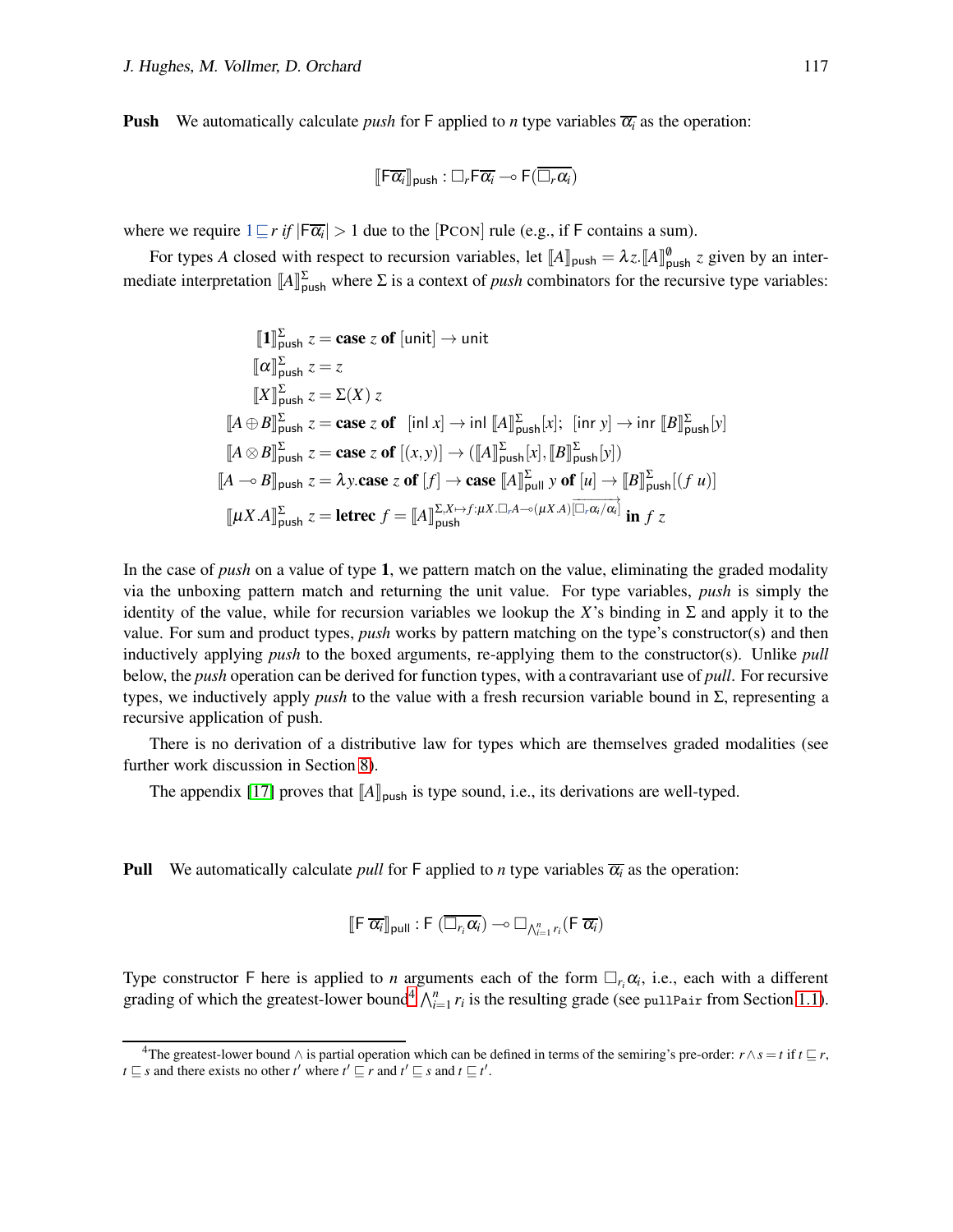**Push** We automatically calculate *push* for $\mathsf{F}$ applied to $n$ type variables $\overline{\alpha_i}$ as the operation:

$$[\![\mathsf{F}\overline{\alpha_i}]\!]_{\mathsf{push}} : \Box_r \mathsf{F}\overline{\alpha_i} \multimap \mathsf{F}(\overline{\Box_r \alpha_i})$$

where we require $1 \sqsubseteq r$ *if* $|\mathsf{F}\overline{\alpha_i}| > 1$ due to the [PCON] rule (e.g., if $\mathsf{F}$ contains a sum).

For types $A$ closed with respect to recursion variables, let $[\![A]\!]_{\mathsf{push}} = \lambda z.[\![A]\!]^{\emptyset}_{\mathsf{push}}\ z$ given by an intermediate interpretation $[\![A]\!]^{\Sigma}_{\mathsf{push}}$ where $\Sigma$ is a context of *push* combinators for the recursive type variables:

$$
\begin{aligned}
[\![\mathbf{1}]\!]^{\Sigma}_{\mathsf{push}}\ z &= \mathbf{case}\ z\ \mathbf{of}\ [\mathsf{unit}] \to \mathsf{unit} \\
[\![\alpha]\!]^{\Sigma}_{\mathsf{push}}\ z &= z \\
[\![X]\!]^{\Sigma}_{\mathsf{push}}\ z &= \Sigma(X)\ z \\
[\![A \oplus B]\!]^{\Sigma}_{\mathsf{push}}\ z &= \mathbf{case}\ z\ \mathbf{of}\ \ [\mathsf{inl}\ x] \to \mathsf{inl}\ [\![A]\!]^{\Sigma}_{\mathsf{push}}[x];\ \ [\mathsf{inr}\ y] \to \mathsf{inr}\ [\![B]\!]^{\Sigma}_{\mathsf{push}}[y] \\
[\![A \otimes B]\!]^{\Sigma}_{\mathsf{push}}\ z &= \mathbf{case}\ z\ \mathbf{of}\ [(x,y)] \to ([\![A]\!]^{\Sigma}_{\mathsf{push}}[x], [\![B]\!]^{\Sigma}_{\mathsf{push}}[y]) \\
[\![A \multimap B]\!]_{\mathsf{push}}\ z &= \lambda y.\mathbf{case}\ z\ \mathbf{of}\ [f] \to \mathbf{case}\ [\![A]\!]^{\Sigma}_{\mathsf{pull}}\ y\ \mathbf{of}\ [u] \to [\![B]\!]^{\Sigma}_{\mathsf{push}}[(f\ u)] \\
[\![\mu X.A]\!]^{\Sigma}_{\mathsf{push}}\ z &= \mathbf{letrec}\ f = [\![A]\!]^{\Sigma, X \mapsto f : \mu X.\Box_r A \multimap (\mu X.A)\overrightarrow{[\Box_r \alpha_i/\alpha_i]}}_{\mathsf{push}}\ \mathbf{in}\ f\ z
\end{aligned}
$$

In the case of *push* on a value of type $\mathbf{1}$, we pattern match on the value, eliminating the graded modality via the unboxing pattern match and returning the unit value. For type variables, *push* is simply the identity of the value, while for recursion variables we lookup the $X$'s binding in $\Sigma$ and apply it to the value. For sum and product types, *push* works by pattern matching on the type's constructor(s) and then inductively applying *push* to the boxed arguments, re-applying them to the constructor(s). Unlike *pull* below, the *push* operation can be derived for function types, with a contravariant use of *pull*. For recursive types, we inductively apply *push* to the value with a fresh recursion variable bound in $\Sigma$, representing a recursive application of push.

There is no derivation of a distributive law for types which are themselves graded modalities (see further work discussion in Section 8).

The appendix [17] proves that $[\![A]\!]_{\mathsf{push}}$ is type sound, i.e., its derivations are well-typed.

**Pull** We automatically calculate *pull* for $\mathsf{F}$ applied to $n$ type variables $\overline{\alpha_i}$ as the operation:

$$[\![\mathsf{F}\ \overline{\alpha_i}]\!]_{\mathsf{pull}} : \mathsf{F}\ (\overline{\Box_{r_i} \alpha_i}) \multimap \Box_{\bigwedge_{i=1}^{n} r_i}(\mathsf{F}\ \overline{\alpha_i})$$

Type constructor $\mathsf{F}$ here is applied to $n$ arguments each of the form $\Box_{r_i}\alpha_i$, i.e., each with a different grading of which the greatest-lower bound[4] $\bigwedge_{i=1}^{n} r_i$ is the resulting grade (see `pullPair` from Section 1.1).

[4] The greatest-lower bound $\wedge$ is partial operation which can be defined in terms of the semiring's pre-order: $r \wedge s = t$ if $t \sqsubseteq r$, $t \sqsubseteq s$ and there exists no other $t'$ where $t' \sqsubseteq r$ and $t' \sqsubseteq s$ and $t \sqsubseteq t'$.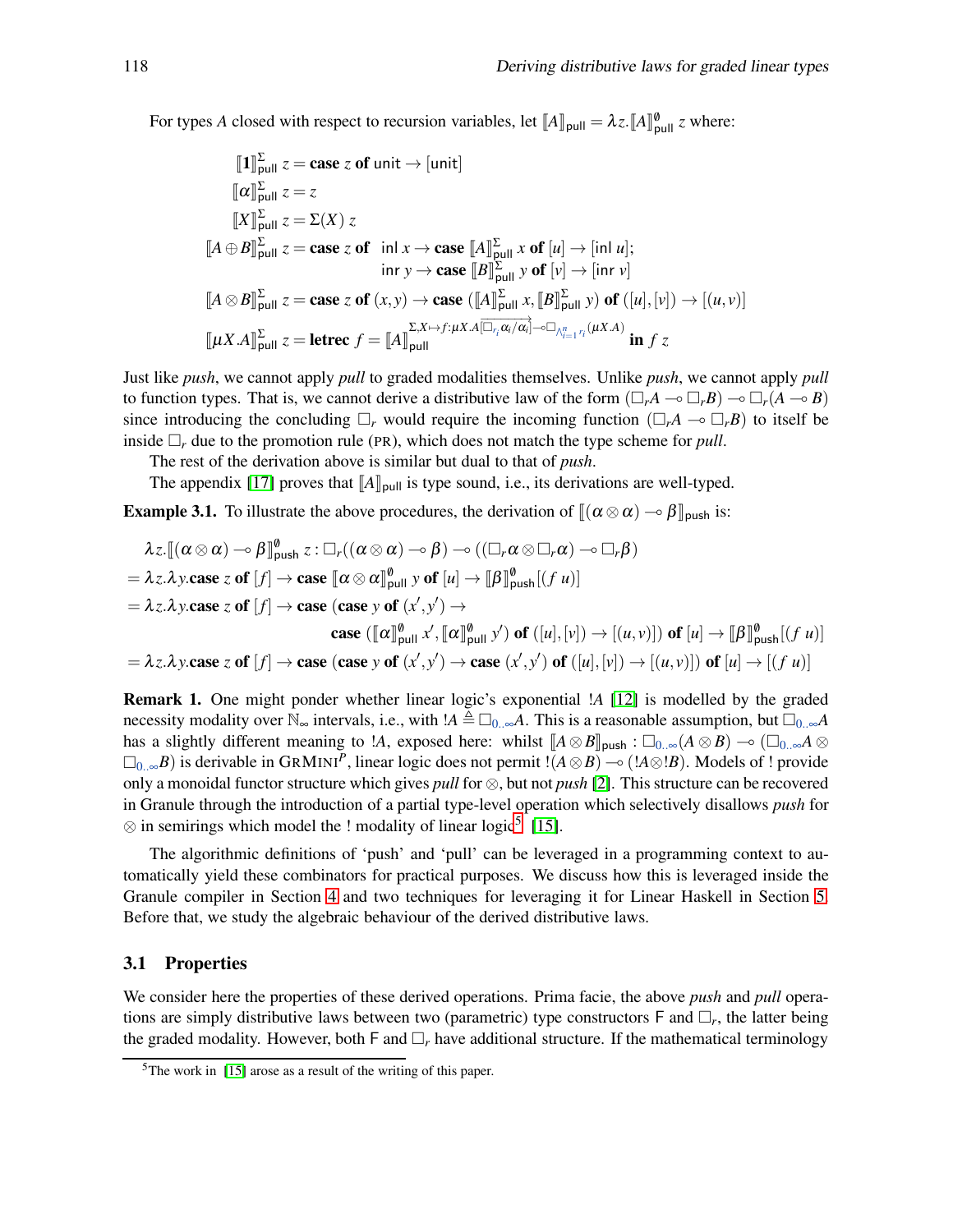For types $A$ closed with respect to recursion variables, let $[\![A]\!]_{\mathsf{pull}} = \lambda z.[\![A]\!]^{\emptyset}_{\mathsf{pull}}\ z$ where:

$$
\begin{aligned}
[\![\mathbf{1}]\!]^{\Sigma}_{\mathsf{pull}}\ z &= \textbf{case}\ z\ \textbf{of}\ \mathsf{unit} \rightarrow [\mathsf{unit}] \\
[\![\alpha]\!]^{\Sigma}_{\mathsf{pull}}\ z &= z \\
[\![X]\!]^{\Sigma}_{\mathsf{pull}}\ z &= \Sigma(X)\ z \\
[\![A \oplus B]\!]^{\Sigma}_{\mathsf{pull}}\ z &= \textbf{case}\ z\ \textbf{of}\ \ \mathsf{inl}\ x \rightarrow \textbf{case}\ [\![A]\!]^{\Sigma}_{\mathsf{pull}}\ x\ \textbf{of}\ [u] \rightarrow [\mathsf{inl}\ u]; \\
&\qquad\qquad\qquad\ \ \mathsf{inr}\ y \rightarrow \textbf{case}\ [\![B]\!]^{\Sigma}_{\mathsf{pull}}\ y\ \textbf{of}\ [v] \rightarrow [\mathsf{inr}\ v] \\
[\![A \otimes B]\!]^{\Sigma}_{\mathsf{pull}}\ z &= \textbf{case}\ z\ \textbf{of}\ (x,y) \rightarrow \textbf{case}\ ([\![A]\!]^{\Sigma}_{\mathsf{pull}}\ x, [\![B]\!]^{\Sigma}_{\mathsf{pull}}\ y)\ \textbf{of}\ ([u],[v]) \rightarrow [(u,v)] \\
[\![\mu X.A]\!]^{\Sigma}_{\mathsf{pull}}\ z &= \textbf{letrec}\ f = [\![A]\!]^{\Sigma, X \mapsto f : \mu X.A[\overrightarrow{\Box_{r_i}\alpha_i/\alpha_i}] \multimap \Box_{\bigwedge_{i=1}^{n} r_i}(\mu X.A)}_{\mathsf{pull}}\ \textbf{in}\ f\ z
\end{aligned}
$$

Just like *push*, we cannot apply *pull* to graded modalities themselves. Unlike *push*, we cannot apply *pull* to function types. That is, we cannot derive a distributive law of the form $(\Box_r A \multimap \Box_r B) \multimap \Box_r(A \multimap B)$ since introducing the concluding $\Box_r$ would require the incoming function $(\Box_r A \multimap \Box_r B)$ to itself be inside $\Box_r$ due to the promotion rule (PR), which does not match the type scheme for *pull*.

The rest of the derivation above is similar but dual to that of *push*.

The appendix [17] proves that $[\![A]\!]_{\mathsf{pull}}$ is type sound, i.e., its derivations are well-typed.

**Example 3.1.** To illustrate the above procedures, the derivation of $[\![(\alpha \otimes \alpha) \multimap \beta]\!]_{\mathsf{push}}$ is:

$$
\begin{aligned}
&\lambda z.[\![(\alpha \otimes \alpha) \multimap \beta]\!]^{\emptyset}_{\mathsf{push}}\ z : \Box_r((\alpha \otimes \alpha) \multimap \beta) \multimap ((\Box_r \alpha \otimes \Box_r \alpha) \multimap \Box_r \beta) \\
&= \lambda z.\lambda y.\textbf{case}\ z\ \textbf{of}\ [f] \rightarrow \textbf{case}\ [\![\alpha \otimes \alpha]\!]^{\emptyset}_{\mathsf{pull}}\ y\ \textbf{of}\ [u] \rightarrow [\![\beta]\!]^{\emptyset}_{\mathsf{push}}[(f\ u)] \\
&= \lambda z.\lambda y.\textbf{case}\ z\ \textbf{of}\ [f] \rightarrow \textbf{case}\ (\textbf{case}\ y\ \textbf{of}\ (x',y') \rightarrow \\
&\qquad\qquad\qquad\qquad \textbf{case}\ ([\![\alpha]\!]^{\emptyset}_{\mathsf{pull}}\ x', [\![\alpha]\!]^{\emptyset}_{\mathsf{pull}}\ y')\ \textbf{of}\ ([u],[v]) \rightarrow [(u,v)])\ \textbf{of}\ [u] \rightarrow [\![\beta]\!]^{\emptyset}_{\mathsf{push}}[(f\ u)] \\
&= \lambda z.\lambda y.\textbf{case}\ z\ \textbf{of}\ [f] \rightarrow \textbf{case}\ (\textbf{case}\ y\ \textbf{of}\ (x',y') \rightarrow \textbf{case}\ (x',y')\ \textbf{of}\ ([u],[v]) \rightarrow [(u,v)])\ \textbf{of}\ [u] \rightarrow [(f\ u)]
\end{aligned}
$$

**Remark 1.** One might ponder whether linear logic's exponential $!A$ [12] is modelled by the graded necessity modality over $\mathbb{N}_\infty$ intervals, i.e., with $!A \triangleq \Box_{0..\infty}A$. This is a reasonable assumption, but $\Box_{0..\infty}A$ has a slightly different meaning to $!A$, exposed here: whilst $[\![A \otimes B]\!]_{\mathsf{push}} : \Box_{0..\infty}(A \otimes B) \multimap (\Box_{0..\infty}A \otimes \Box_{0..\infty}B)$ is derivable in GRMINI$^P$, linear logic does not permit $!(A \otimes B) \multimap (!A \otimes !B)$. Models of ! provide only a monoidal functor structure which gives *pull* for $\otimes$, but not *push* [2]. This structure can be recovered in Granule through the introduction of a partial type-level operation which selectively disallows *push* for $\otimes$ in semirings which model the ! modality of linear logic[5] [15].

The algorithmic definitions of 'push' and 'pull' can be leveraged in a programming context to automatically yield these combinators for practical purposes. We discuss how this is leveraged inside the Granule compiler in Section 4 and two techniques for leveraging it for Linear Haskell in Section 5. Before that, we study the algebraic behaviour of the derived distributive laws.

### 3.1 Properties

We consider here the properties of these derived operations. Prima facie, the above *push* and *pull* operations are simply distributive laws between two (parametric) type constructors $\mathsf{F}$ and $\Box_r$, the latter being the graded modality. However, both $\mathsf{F}$ and $\Box_r$ have additional structure. If the mathematical terminology

[5] The work in [15] arose as a result of the writing of this paper.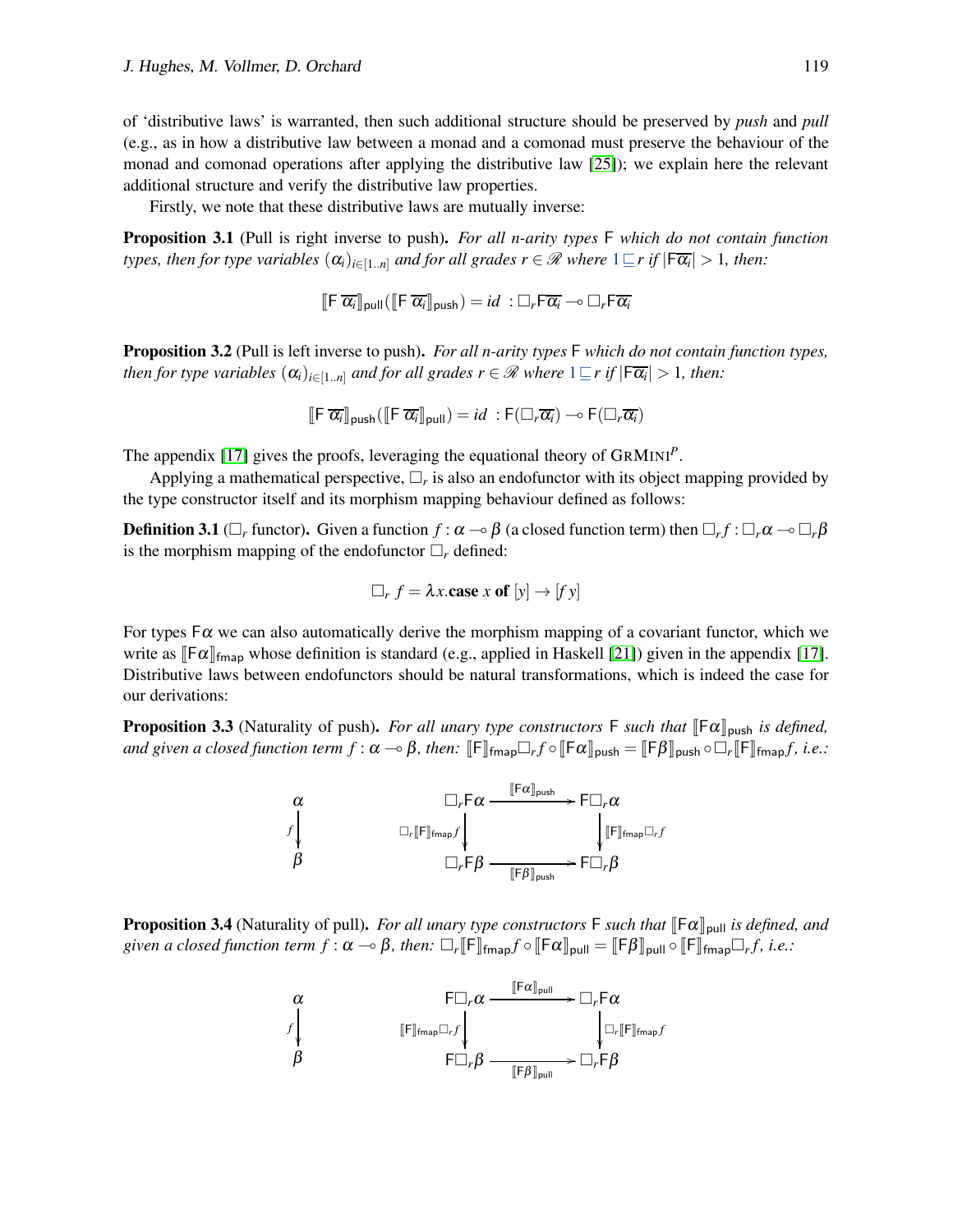of 'distributive laws' is warranted, then such additional structure should be preserved by *push* and *pull* (e.g., as in how a distributive law between a monad and a comonad must preserve the behaviour of the monad and comonad operations after applying the distributive law [25]); we explain here the relevant additional structure and verify the distributive law properties.

Firstly, we note that these distributive laws are mutually inverse:

**Proposition 3.1** (Pull is right inverse to push)**.** *For all n-arity types* $\mathsf{F}$ *which do not contain function types, then for type variables* $(\alpha_i)_{i\in[1..n]}$ *and for all grades* $r \in \mathscr{R}$ *where* $1 \sqsubseteq r$ *if* $|\mathsf{F}\overline{\alpha_i}| > 1$*, then:*

$$[\![\mathsf{F}\ \overline{\alpha_i}]\!]_{\mathsf{pull}}([\![\mathsf{F}\ \overline{\alpha_i}]\!]_{\mathsf{push}}) = id\ : \Box_r \mathsf{F}\overline{\alpha_i} \multimap \Box_r \mathsf{F}\overline{\alpha_i}$$

**Proposition 3.2** (Pull is left inverse to push)**.** *For all n-arity types* $\mathsf{F}$ *which do not contain function types, then for type variables* $(\alpha_i)_{i\in[1..n]}$ *and for all grades* $r \in \mathscr{R}$ *where* $1 \sqsubseteq r$ *if* $|\mathsf{F}\overline{\alpha_i}| > 1$*, then:*

$$[\![\mathsf{F}\ \overline{\alpha_i}]\!]_{\mathsf{push}}([\![\mathsf{F}\ \overline{\alpha_i}]\!]_{\mathsf{pull}}) = id\ : \mathsf{F}(\Box_r\overline{\alpha_i}) \multimap \mathsf{F}(\Box_r\overline{\alpha_i})$$

The appendix [17] gives the proofs, leveraging the equational theory of GRMINI$^P$.

Applying a mathematical perspective, $\Box_r$ is also an endofunctor with its object mapping provided by the type constructor itself and its morphism mapping behaviour defined as follows:

**Definition 3.1** ($\Box_r$ functor)**.** Given a function $f : \alpha \multimap \beta$ (a closed function term) then $\Box_r f : \Box_r\alpha \multimap \Box_r\beta$ is the morphism mapping of the endofunctor $\Box_r$ defined:

$$\Box_r\ f = \lambda x.\mathbf{case}\ x\ \mathbf{of}\ [y] \to [f\,y]$$

For types $\mathsf{F}\alpha$ we can also automatically derive the morphism mapping of a covariant functor, which we write as $[\![\mathsf{F}\alpha]\!]_{\mathsf{fmap}}$ whose definition is standard (e.g., applied in Haskell [21]) given in the appendix [17]. Distributive laws between endofunctors should be natural transformations, which is indeed the case for our derivations:

**Proposition 3.3** (Naturality of push)**.** *For all unary type constructors* $\mathsf{F}$ *such that* $[\![\mathsf{F}\alpha]\!]_{\mathsf{push}}$ *is defined, and given a closed function term* $f : \alpha \multimap \beta$*, then:* $[\![\mathsf{F}]\!]_{\mathsf{fmap}}\Box_r f \circ [\![\mathsf{F}\alpha]\!]_{\mathsf{push}} = [\![\mathsf{F}\beta]\!]_{\mathsf{push}} \circ \Box_r[\![\mathsf{F}]\!]_{\mathsf{fmap}} f$*, i.e.:*

$$\begin{array}{ccc} \alpha & \qquad & \Box_r\mathsf{F}\alpha \xrightarrow{[\![\mathsf{F}\alpha]\!]_{\mathsf{push}}} \mathsf{F}\Box_r\alpha \\ \downarrow f & & \Box_r[\![\mathsf{F}]\!]_{\mathsf{fmap}}f \downarrow \qquad\qquad \downarrow [\![\mathsf{F}]\!]_{\mathsf{fmap}}\Box_r f \\ \beta & & \Box_r\mathsf{F}\beta \xrightarrow[{[\![\mathsf{F}\beta]\!]_{\mathsf{push}}}]{} \mathsf{F}\Box_r\beta \end{array}$$

**Proposition 3.4** (Naturality of pull)**.** *For all unary type constructors* $\mathsf{F}$ *such that* $[\![\mathsf{F}\alpha]\!]_{\mathsf{pull}}$ *is defined, and given a closed function term* $f : \alpha \multimap \beta$*, then:* $\Box_r[\![\mathsf{F}]\!]_{\mathsf{fmap}} f \circ [\![\mathsf{F}\alpha]\!]_{\mathsf{pull}} = [\![\mathsf{F}\beta]\!]_{\mathsf{pull}} \circ [\![\mathsf{F}]\!]_{\mathsf{fmap}}\Box_r f$*, i.e.:*

$$\begin{array}{ccc} \alpha & \qquad & \mathsf{F}\Box_r\alpha \xrightarrow{[\![\mathsf{F}\alpha]\!]_{\mathsf{pull}}} \Box_r\mathsf{F}\alpha \\ \downarrow f & & [\![\mathsf{F}]\!]_{\mathsf{fmap}}\Box_r f \downarrow \qquad\qquad \downarrow \Box_r[\![\mathsf{F}]\!]_{\mathsf{fmap}}f \\ \beta & & \mathsf{F}\Box_r\beta \xrightarrow[{[\![\mathsf{F}\beta]\!]_{\mathsf{pull}}}]{} \Box_r\mathsf{F}\beta \end{array}$$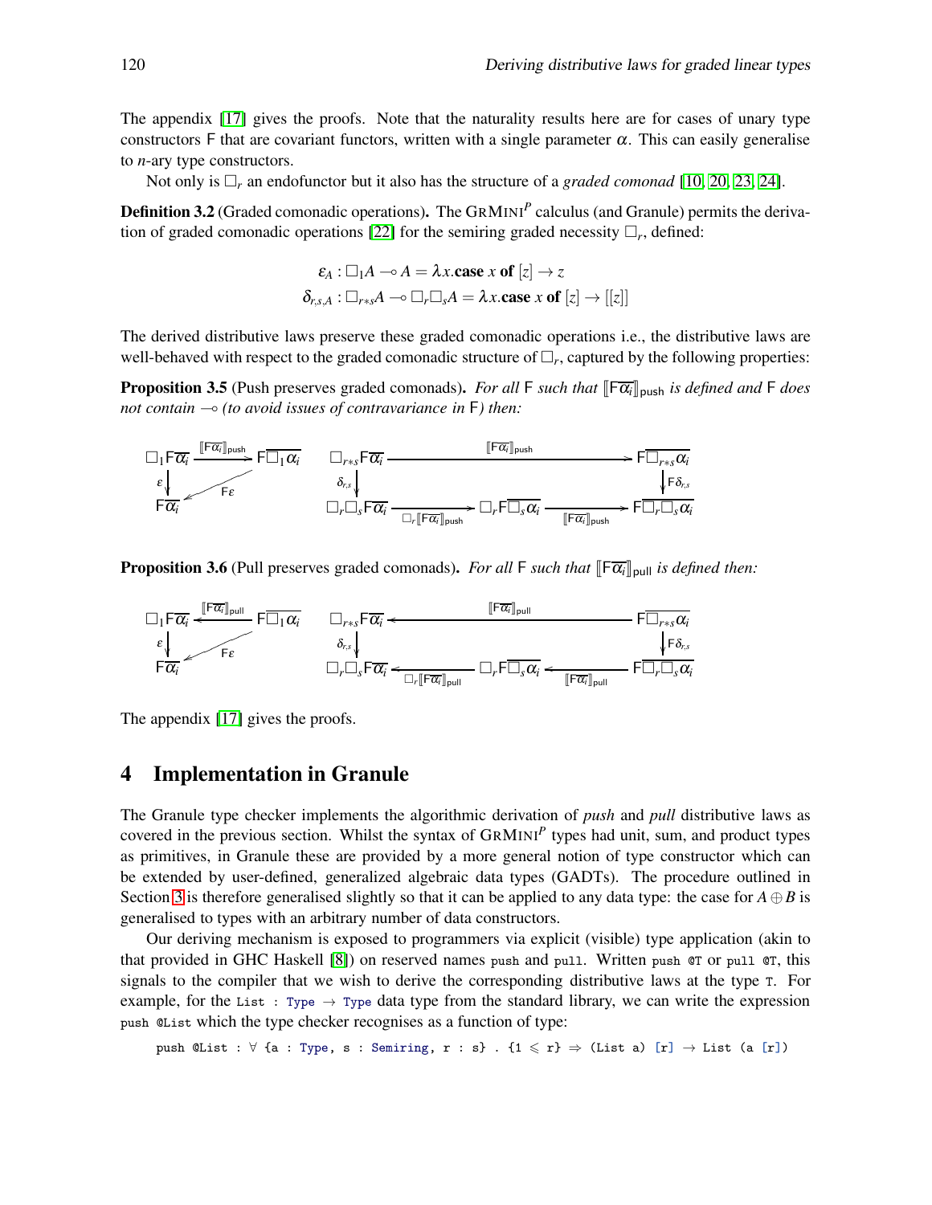The appendix [17] gives the proofs. Note that the naturality results here are for cases of unary type constructors F that are covariant functors, written with a single parameter $\alpha$. This can easily generalise to $n$-ary type constructors.

Not only is $\Box_r$ an endofunctor but it also has the structure of a *graded comonad* [10, 20, 23, 24].

**Definition 3.2** (Graded comonadic operations)**.** The GRMINI$^P$ calculus (and Granule) permits the derivation of graded comonadic operations [22] for the semiring graded necessity $\Box_r$, defined:

$$\varepsilon_A : \Box_1 A \multimap A = \lambda x.\textbf{case } x \textbf{ of } [z] \to z$$
$$\delta_{r,s,A} : \Box_{r*s} A \multimap \Box_r \Box_s A = \lambda x.\textbf{case } x \textbf{ of } [z] \to [[z]]$$

The derived distributive laws preserve these graded comonadic operations i.e., the distributive laws are well-behaved with respect to the graded comonadic structure of $\Box_r$, captured by the following properties:

**Proposition 3.5** (Push preserves graded comonads)**.** *For all* F *such that* $[\![\mathsf{F}\overline{\alpha_i}]\!]_{\mathsf{push}}$ *is defined and* F *does not contain* $\multimap$ *(to avoid issues of contravariance in* F*) then:*

$$\begin{array}{ccc} \Box_1 \mathsf{F}\overline{\alpha_i} & \xrightarrow{[\![\mathsf{F}\overline{\alpha_i}]\!]_{\mathsf{push}}} & \mathsf{F}\overline{\Box_1 \alpha_i} \\ {\scriptstyle \varepsilon}\downarrow & \swarrow{\scriptstyle \mathsf{F}\varepsilon} & \\ \mathsf{F}\overline{\alpha_i} & & \end{array}
\qquad
\begin{array}{ccccc} \Box_{r*s}\mathsf{F}\overline{\alpha_i} & & \xrightarrow{[\![\mathsf{F}\overline{\alpha_i}]\!]_{\mathsf{push}}} & & \mathsf{F}\overline{\Box_{r*s}\alpha_i} \\ {\scriptstyle \delta_{r,s}}\downarrow & & & & \downarrow{\scriptstyle \mathsf{F}\delta_{r,s}} \\ \Box_r\Box_s\mathsf{F}\overline{\alpha_i} & \xrightarrow{\Box_r[\![\mathsf{F}\overline{\alpha_i}]\!]_{\mathsf{push}}} & \Box_r\mathsf{F}\overline{\Box_s\alpha_i} & \xrightarrow{[\![\mathsf{F}\overline{\alpha_i}]\!]_{\mathsf{push}}} & \mathsf{F}\overline{\Box_r\Box_s\alpha_i} \end{array}$$

**Proposition 3.6** (Pull preserves graded comonads)**.** *For all* F *such that* $[\![\mathsf{F}\overline{\alpha_i}]\!]_{\mathsf{pull}}$ *is defined then:*

$$\begin{array}{ccc} \Box_1 \mathsf{F}\overline{\alpha_i} & \xleftarrow{[\![\mathsf{F}\overline{\alpha_i}]\!]_{\mathsf{pull}}} & \mathsf{F}\overline{\Box_1 \alpha_i} \\ {\scriptstyle \varepsilon}\downarrow & \swarrow{\scriptstyle \mathsf{F}\varepsilon} & \\ \mathsf{F}\overline{\alpha_i} & & \end{array}
\qquad
\begin{array}{ccccc} \Box_{r*s}\mathsf{F}\overline{\alpha_i} & & \xleftarrow{[\![\mathsf{F}\overline{\alpha_i}]\!]_{\mathsf{pull}}} & & \mathsf{F}\overline{\Box_{r*s}\alpha_i} \\ {\scriptstyle \delta_{r,s}}\downarrow & & & & \downarrow{\scriptstyle \mathsf{F}\delta_{r,s}} \\ \Box_r\Box_s\mathsf{F}\overline{\alpha_i} & \xleftarrow{\Box_r[\![\mathsf{F}\overline{\alpha_i}]\!]_{\mathsf{pull}}} & \Box_r\mathsf{F}\overline{\Box_s\alpha_i} & \xleftarrow{[\![\mathsf{F}\overline{\alpha_i}]\!]_{\mathsf{pull}}} & \mathsf{F}\overline{\Box_r\Box_s\alpha_i} \end{array}$$

The appendix [17] gives the proofs.

# 4 Implementation in Granule

The Granule type checker implements the algorithmic derivation of *push* and *pull* distributive laws as covered in the previous section. Whilst the syntax of GRMINI$^P$ types had unit, sum, and product types as primitives, in Granule these are provided by a more general notion of type constructor which can be extended by user-defined, generalized algebraic data types (GADTs). The procedure outlined in Section 3 is therefore generalised slightly so that it can be applied to any data type: the case for $A \oplus B$ is generalised to types with an arbitrary number of data constructors.

Our deriving mechanism is exposed to programmers via explicit (visible) type application (akin to that provided in GHC Haskell [8]) on reserved names `push` and `pull`. Written `push @T` or `pull @T`, this signals to the compiler that we wish to derive the corresponding distributive laws at the type `T`. For example, for the `List : Type → Type` data type from the standard library, we can write the expression `push @List` which the type checker recognises as a function of type:

```
push @List : ∀ {a : Type, s : Semiring, r : s} . {1 ⩽ r} ⇒ (List a) [r] → List (a [r])
```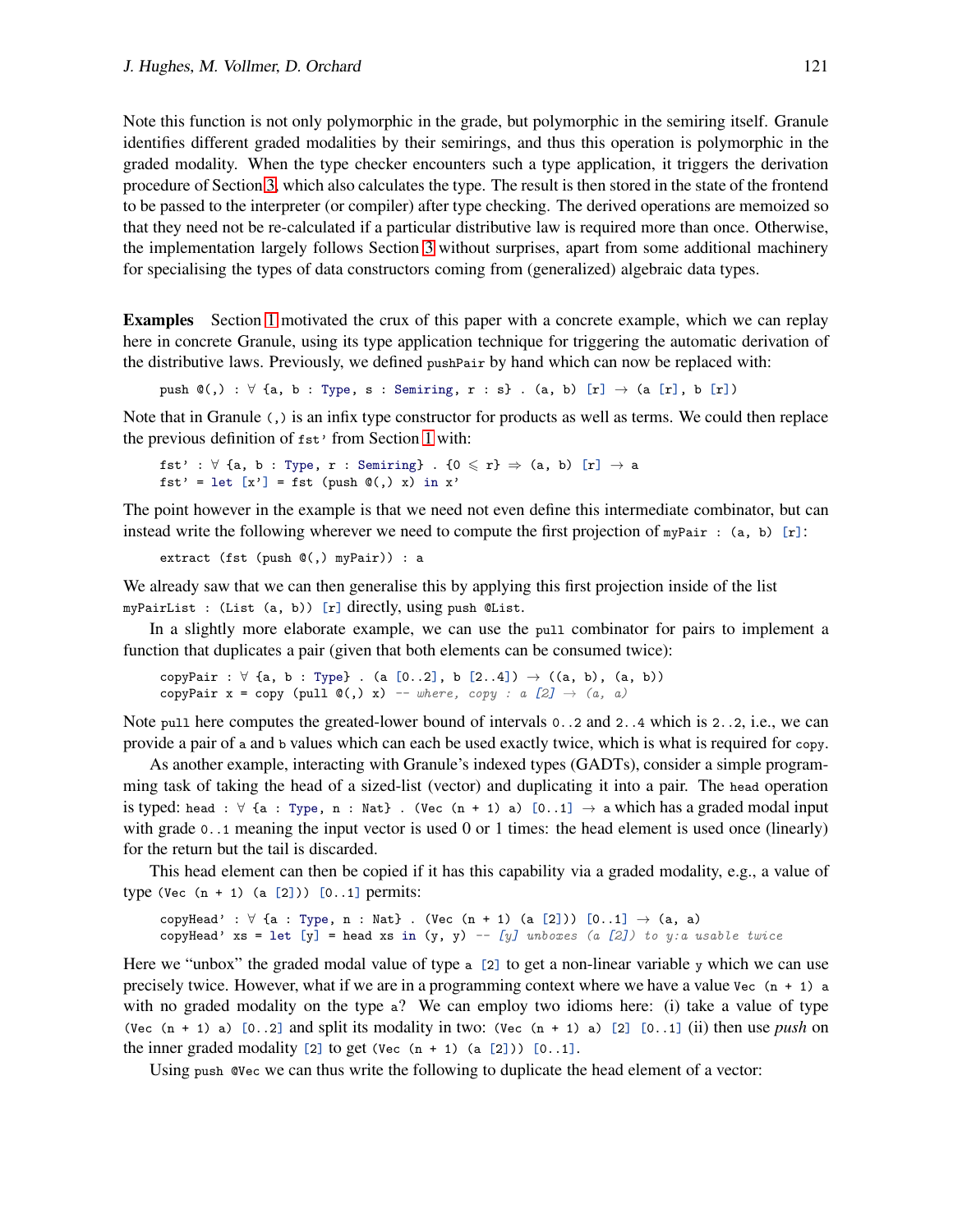Note this function is not only polymorphic in the grade, but polymorphic in the semiring itself. Granule identifies different graded modalities by their semirings, and thus this operation is polymorphic in the graded modality. When the type checker encounters such a type application, it triggers the derivation procedure of Section 3, which also calculates the type. The result is then stored in the state of the frontend to be passed to the interpreter (or compiler) after type checking. The derived operations are memoized so that they need not be re-calculated if a particular distributive law is required more than once. Otherwise, the implementation largely follows Section 3 without surprises, apart from some additional machinery for specialising the types of data constructors coming from (generalized) algebraic data types.

**Examples** Section 1 motivated the crux of this paper with a concrete example, which we can replay here in concrete Granule, using its type application technique for triggering the automatic derivation of the distributive laws. Previously, we defined `pushPair` by hand which can now be replaced with:

```
push @(,) : ∀ {a, b : Type, s : Semiring, r : s} . (a, b) [r] → (a [r], b [r])
```

Note that in Granule `(,)` is an infix type constructor for products as well as terms. We could then replace the previous definition of `fst'` from Section 1 with:

```
fst' : ∀ {a, b : Type, r : Semiring} . {0 ⩽ r} ⇒ (a, b) [r] → a
fst' = let [x'] = fst (push @(,) x) in x'
```

The point however in the example is that we need not even define this intermediate combinator, but can instead write the following wherever we need to compute the first projection of `myPair : (a, b) [r]`:

```
extract (fst (push @(,) myPair)) : a
```

We already saw that we can then generalise this by applying this first projection inside of the list `myPairList : (List (a, b)) [r]` directly, using `push @List`.

In a slightly more elaborate example, we can use the `pull` combinator for pairs to implement a function that duplicates a pair (given that both elements can be consumed twice):

```
copyPair : ∀ {a, b : Type} . (a [0..2], b [2..4]) → ((a, b), (a, b))
copyPair x = copy (pull @(,) x) -- where, copy : a [2] → (a, a)
```

Note `pull` here computes the greated-lower bound of intervals `0..2` and `2..4` which is `2..2`, i.e., we can provide a pair of `a` and `b` values which can each be used exactly twice, which is what is required for `copy`.

As another example, interacting with Granule's indexed types (GADTs), consider a simple programming task of taking the head of a sized-list (vector) and duplicating it into a pair. The `head` operation is typed: `head : ∀ {a : Type, n : Nat} . (Vec (n + 1) a) [0..1] → a` which has a graded modal input with grade `0..1` meaning the input vector is used 0 or 1 times: the head element is used once (linearly) for the return but the tail is discarded.

This head element can then be copied if it has this capability via a graded modality, e.g., a value of type `(Vec (n + 1) (a [2])) [0..1]` permits:

```
copyHead' : ∀ {a : Type, n : Nat} . (Vec (n + 1) (a [2])) [0..1] → (a, a)
copyHead' xs = let [y] = head xs in (y, y) -- [y] unboxes (a [2]) to y:a usable twice
```

Here we "unbox" the graded modal value of type `a [2]` to get a non-linear variable `y` which we can use precisely twice. However, what if we are in a programming context where we have a value `Vec (n + 1) a` with no graded modality on the type `a`? We can employ two idioms here: (i) take a value of type `(Vec (n + 1) a) [0..2]` and split its modality in two: `(Vec (n + 1) a) [2] [0..1]` (ii) then use *push* on the inner graded modality `[2]` to get `(Vec (n + 1) (a [2])) [0..1]`.

Using `push @Vec` we can thus write the following to duplicate the head element of a vector: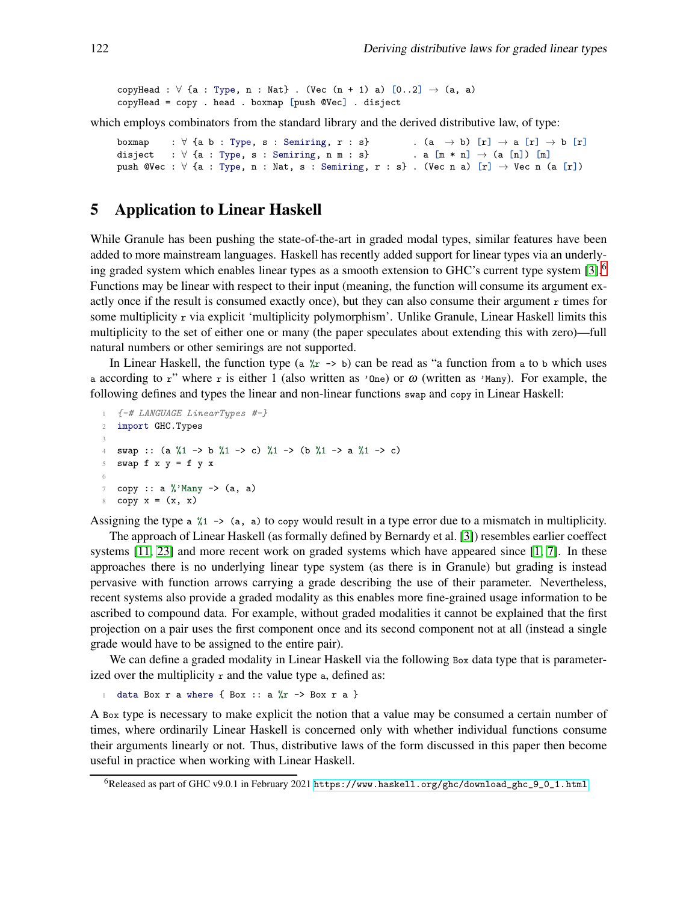```
copyHead : ∀ {a : Type, n : Nat} . (Vec (n + 1) a) [0..2] → (a, a)
copyHead = copy . head . boxmap [push @Vec] . disject
```

which employs combinators from the standard library and the derived distributive law, of type:

```
boxmap    : ∀ {a b : Type, s : Semiring, r : s}         . (a  → b) [r] → a [r] → b [r]
disject   : ∀ {a : Type, s : Semiring, n m : s}         . a [m * n] → (a [n]) [m]
push @Vec : ∀ {a : Type, n : Nat, s : Semiring, r : s} . (Vec n a) [r] → Vec n (a [r])
```

## 5 Application to Linear Haskell

While Granule has been pushing the state-of-the-art in graded modal types, similar features have been added to more mainstream languages. Haskell has recently added support for linear types via an underlying graded system which enables linear types as a smooth extension to GHC's current type system [3].[6] Functions may be linear with respect to their input (meaning, the function will consume its argument exactly once if the result is consumed exactly once), but they can also consume their argument `r` times for some multiplicity `r` via explicit 'multiplicity polymorphism'. Unlike Granule, Linear Haskell limits this multiplicity to the set of either one or many (the paper speculates about extending this with zero)—full natural numbers or other semirings are not supported.

In Linear Haskell, the function type (`a %r -> b`) can be read as "a function from `a` to `b` which uses `a` according to `r`" where `r` is either 1 (also written as `'One`) or $\omega$ (written as `'Many`). For example, the following defines and types the linear and non-linear functions `swap` and `copy` in Linear Haskell:

```
{-# LANGUAGE LinearTypes #-}
import GHC.Types

swap :: (a %1 -> b %1 -> c) %1 -> (b %1 -> a %1 -> c)
swap f x y = f y x

copy :: a %'Many -> (a, a)
copy x = (x, x)
```

Assigning the type `a %1 -> (a, a)` to `copy` would result in a type error due to a mismatch in multiplicity.

The approach of Linear Haskell (as formally defined by Bernardy et al. [3]) resembles earlier coeffect systems [11, 23] and more recent work on graded systems which have appeared since [1, 7]. In these approaches there is no underlying linear type system (as there is in Granule) but grading is instead pervasive with function arrows carrying a grade describing the use of their parameter. Nevertheless, recent systems also provide a graded modality as this enables more fine-grained usage information to be ascribed to compound data. For example, without graded modalities it cannot be explained that the first projection on a pair uses the first component once and its second component not at all (instead a single grade would have to be assigned to the entire pair).

We can define a graded modality in Linear Haskell via the following `Box` data type that is parameterized over the multiplicity `r` and the value type `a`, defined as:

```
data Box r a where { Box :: a %r -> Box r a }
```

A `Box` type is necessary to make explicit the notion that a value may be consumed a certain number of times, where ordinarily Linear Haskell is concerned only with whether individual functions consume their arguments linearly or not. Thus, distributive laws of the form discussed in this paper then become useful in practice when working with Linear Haskell.

[6] Released as part of GHC v9.0.1 in February 2021 https://www.haskell.org/ghc/download_ghc_9_0_1.html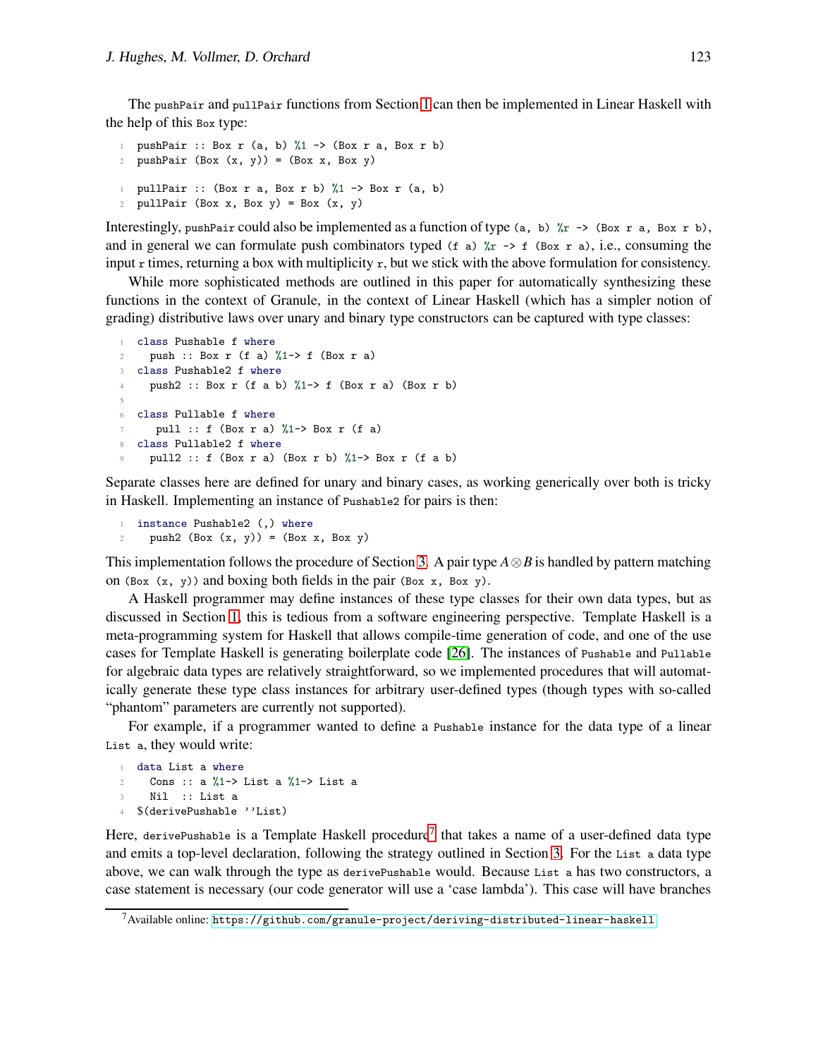The `pushPair` and `pullPair` functions from Section 1 can then be implemented in Linear Haskell with the help of this `Box` type:

```
pushPair :: Box r (a, b) %1 -> (Box r a, Box r b)
pushPair (Box (x, y)) = (Box x, Box y)
```

```
pullPair :: (Box r a, Box r b) %1 -> Box r (a, b)
pullPair (Box x, Box y) = Box (x, y)
```

Interestingly, `pushPair` could also be implemented as a function of type `(a, b) %r -> (Box r a, Box r b)`, and in general we can formulate push combinators typed `(f a) %r -> f (Box r a)`, i.e., consuming the input `r` times, returning a box with multiplicity `r`, but we stick with the above formulation for consistency.

While more sophisticated methods are outlined in this paper for automatically synthesizing these functions in the context of Granule, in the context of Linear Haskell (which has a simpler notion of grading) distributive laws over unary and binary type constructors can be captured with type classes:

```
class Pushable f where
  push :: Box r (f a) %1-> f (Box r a)
class Pushable2 f where
  push2 :: Box r (f a b) %1-> f (Box r a) (Box r b)

class Pullable f where
   pull :: f (Box r a) %1-> Box r (f a)
class Pullable2 f where
  pull2 :: f (Box r a) (Box r b) %1-> Box r (f a b)
```

Separate classes here are defined for unary and binary cases, as working generically over both is tricky in Haskell. Implementing an instance of `Pushable2` for pairs is then:

```
instance Pushable2 (,) where
  push2 (Box (x, y)) = (Box x, Box y)
```

This implementation follows the procedure of Section 3. A pair type $A \otimes B$ is handled by pattern matching on `(Box (x, y))` and boxing both fields in the pair `(Box x, Box y)`.

A Haskell programmer may define instances of these type classes for their own data types, but as discussed in Section 1, this is tedious from a software engineering perspective. Template Haskell is a meta-programming system for Haskell that allows compile-time generation of code, and one of the use cases for Template Haskell is generating boilerplate code [26]. The instances of `Pushable` and `Pullable` for algebraic data types are relatively straightforward, so we implemented procedures that will automatically generate these type class instances for arbitrary user-defined types (though types with so-called "phantom" parameters are currently not supported).

For example, if a programmer wanted to define a `Pushable` instance for the data type of a linear `List a`, they would write:

```
data List a where
  Cons :: a %1-> List a %1-> List a
  Nil  :: List a
$(derivePushable ''List)
```

Here, `derivePushable` is a Template Haskell procedure[7] that takes a name of a user-defined data type and emits a top-level declaration, following the strategy outlined in Section 3. For the `List a` data type above, we can walk through the type as `derivePushable` would. Because `List a` has two constructors, a case statement is necessary (our code generator will use a 'case lambda'). This case will have branches

[7] Available online: https://github.com/granule-project/deriving-distributed-linear-haskell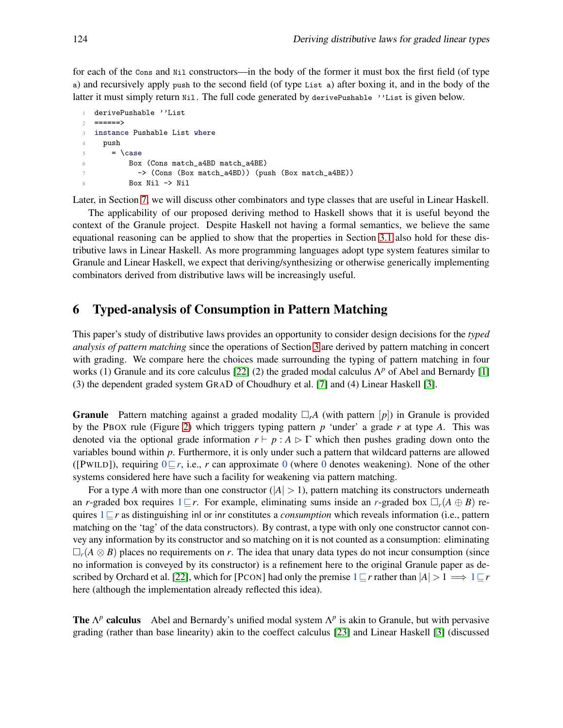for each of the `Cons` and `Nil` constructors—in the body of the former it must box the first field (of type `a`) and recursively apply `push` to the second field (of type `List a`) after boxing it, and in the body of the latter it must simply return `Nil`. The full code generated by `derivePushable ''List` is given below.

```
derivePushable ''List
======>
instance Pushable List where
  push
    = \case
        Box (Cons match_a4BD match_a4BE)
          -> (Cons (Box match_a4BD)) (push (Box match_a4BE))
        Box Nil -> Nil
```

Later, in Section 7, we will discuss other combinators and type classes that are useful in Linear Haskell.

The applicability of our proposed deriving method to Haskell shows that it is useful beyond the context of the Granule project. Despite Haskell not having a formal semantics, we believe the same equational reasoning can be applied to show that the properties in Section 3.1 also hold for these distributive laws in Linear Haskell. As more programming languages adopt type system features similar to Granule and Linear Haskell, we expect that deriving/synthesizing or otherwise generically implementing combinators derived from distributive laws will be increasingly useful.

## 6 Typed-analysis of Consumption in Pattern Matching

This paper's study of distributive laws provides an opportunity to consider design decisions for the *typed analysis of pattern matching* since the operations of Section 3 are derived by pattern matching in concert with grading. We compare here the choices made surrounding the typing of pattern matching in four works (1) Granule and its core calculus [22] (2) the graded modal calculus $\Lambda^p$ of Abel and Bernardy [1] (3) the dependent graded system GRAD of Choudhury et al. [7] and (4) Linear Haskell [3].

**Granule** Pattern matching against a graded modality $\Box_r A$ (with pattern $[p]$) in Granule is provided by the PBOX rule (Figure 2) which triggers typing pattern $p$ 'under' a grade $r$ at type $A$. This was denoted via the optional grade information $r \vdash p : A \rhd \Gamma$ which then pushes grading down onto the variables bound within $p$. Furthermore, it is only under such a pattern that wildcard patterns are allowed ([PWILD]), requiring $0 \sqsubseteq r$, i.e., $r$ can approximate $0$ (where $0$ denotes weakening). None of the other systems considered here have such a facility for weakening via pattern matching.

For a type $A$ with more than one constructor ($|A| > 1$), pattern matching its constructors underneath an $r$-graded box requires $1 \sqsubseteq r$. For example, eliminating sums inside an $r$-graded box $\Box_r(A \oplus B)$ requires $1 \sqsubseteq r$ as distinguishing inl or inr constitutes a *consumption* which reveals information (i.e., pattern matching on the 'tag' of the data constructors). By contrast, a type with only one constructor cannot convey any information by its constructor and so matching on it is not counted as a consumption: eliminating $\Box_r(A \otimes B)$ places no requirements on $r$. The idea that unary data types do not incur consumption (since no information is conveyed by its constructor) is a refinement here to the original Granule paper as described by Orchard et al. [22], which for [PCON] had only the premise $1 \sqsubseteq r$ rather than $|A| > 1 \implies 1 \sqsubseteq r$ here (although the implementation already reflected this idea).

**The $\Lambda^p$ calculus** Abel and Bernardy's unified modal system $\Lambda^p$ is akin to Granule, but with pervasive grading (rather than base linearity) akin to the coeffect calculus [23] and Linear Haskell [3] (discussed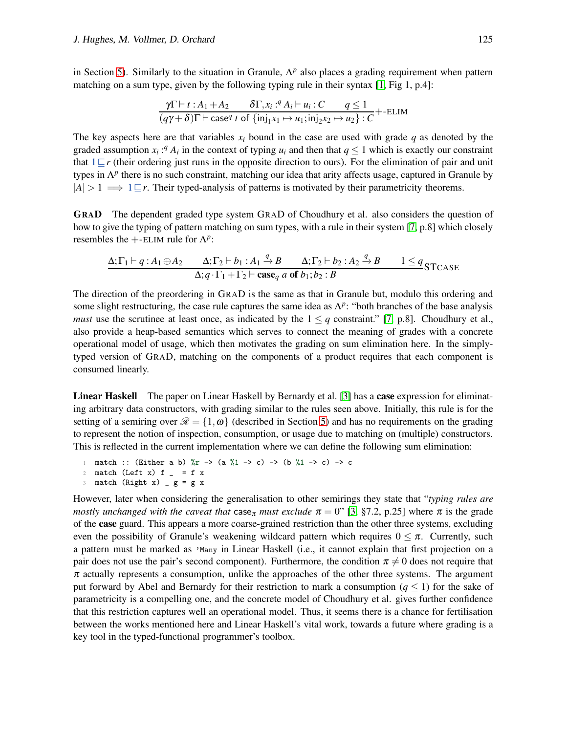in Section 5). Similarly to the situation in Granule, $\Lambda^p$ also places a grading requirement when pattern matching on a sum type, given by the following typing rule in their syntax [1, Fig 1, p.4]:

$$\frac{\gamma\Gamma \vdash t : A_1 + A_2 \qquad \delta\Gamma, x_i :^q A_i \vdash u_i : C \qquad q \leq 1}{(q\gamma + \delta)\Gamma \vdash \mathsf{case}^q\ t\ \mathsf{of}\ \{\mathsf{inj}_1 x_1 \mapsto u_1; \mathsf{inj}_2 x_2 \mapsto u_2\} : C}\,+\text{-ELIM}$$

The key aspects here are that variables $x_i$ bound in the case are used with grade $q$ as denoted by the graded assumption $x_i :^q A_i$ in the context of typing $u_i$ and then that $q \leq 1$ which is exactly our constraint that $1 \sqsubseteq r$ (their ordering just runs in the opposite direction to ours). For the elimination of pair and unit types in $\Lambda^p$ there is no such constraint, matching our idea that arity affects usage, captured in Granule by $|A| > 1 \implies 1 \sqsubseteq r$. Their typed-analysis of patterns is motivated by their parametricity theorems.

**GRAD** The dependent graded type system GRAD of Choudhury et al. also considers the question of how to give the typing of pattern matching on sum types, with a rule in their system [7, p.8] which closely resembles the $+$-ELIM rule for $\Lambda^p$:

$$\frac{\Delta;\Gamma_1 \vdash q : A_1 \oplus A_2 \qquad \Delta;\Gamma_2 \vdash b_1 : A_1 \xrightarrow{q} B \qquad \Delta;\Gamma_2 \vdash b_2 : A_2 \xrightarrow{q} B \qquad 1 \leq q}{\Delta; q\cdot\Gamma_1 + \Gamma_2 \vdash \mathbf{case}_q\ a\ \mathbf{of}\ b_1; b_2 : B}\,\text{STCASE}$$

The direction of the preordering in GRAD is the same as that in Granule but, modulo this ordering and some slight restructuring, the case rule captures the same idea as $\Lambda^p$: "both branches of the base analysis *must* use the scrutinee at least once, as indicated by the $1 \leq q$ constraint." [7, p.8]. Choudhury et al., also provide a heap-based semantics which serves to connect the meaning of grades with a concrete operational model of usage, which then motivates the grading on sum elimination here. In the simply-typed version of GRAD, matching on the components of a product requires that each component is consumed linearly.

**Linear Haskell** The paper on Linear Haskell by Bernardy et al. [3] has a **case** expression for eliminating arbitrary data constructors, with grading similar to the rules seen above. Initially, this rule is for the setting of a semiring over $\mathscr{R} = \{1, \omega\}$ (described in Section 5) and has no requirements on the grading to represent the notion of inspection, consumption, or usage due to matching on (multiple) constructors. This is reflected in the current implementation where we can define the following sum elimination:

```
match :: (Either a b) %r -> (a %1 -> c) -> (b %1 -> c) -> c
match (Left x) f _  = f x
match (Right x) _ g = g x
```

However, later when considering the generalisation to other semirings they state that "*typing rules are mostly unchanged with the caveat that* $\mathsf{case}_\pi$ *must exclude* $\pi = 0$" [3, §7.2, p.25] where $\pi$ is the grade of the **case** guard. This appears a more coarse-grained restriction than the other three systems, excluding even the possibility of Granule's weakening wildcard pattern which requires $0 \leq \pi$. Currently, such a pattern must be marked as `'Many` in Linear Haskell (i.e., it cannot explain that first projection on a pair does not use the pair's second component). Furthermore, the condition $\pi \neq 0$ does not require that $\pi$ actually represents a consumption, unlike the approaches of the other three systems. The argument put forward by Abel and Bernardy for their restriction to mark a consumption ($q \leq 1$) for the sake of parametricity is a compelling one, and the concrete model of Choudhury et al. gives further confidence that this restriction captures well an operational model. Thus, it seems there is a chance for fertilisation between the works mentioned here and Linear Haskell's vital work, towards a future where grading is a key tool in the typed-functional programmer's toolbox.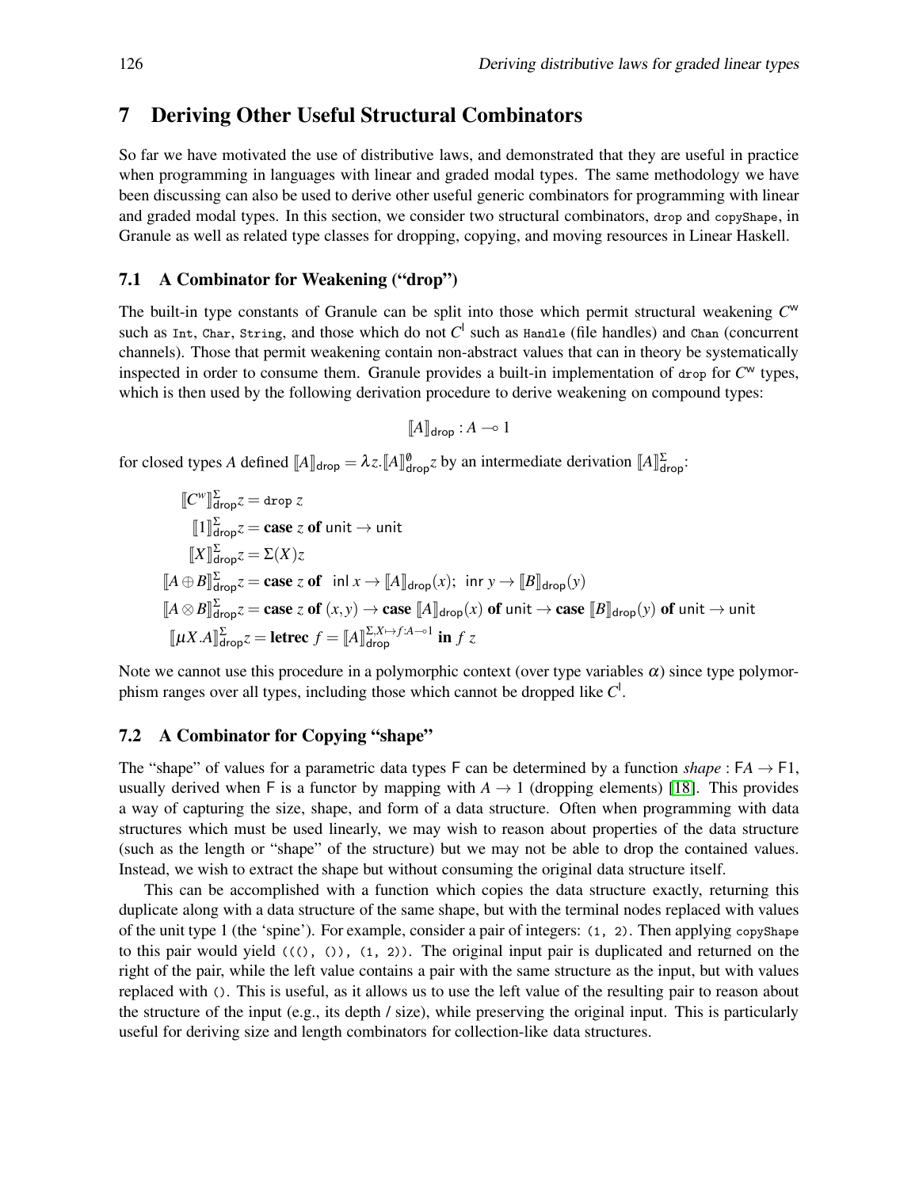## 7 Deriving Other Useful Structural Combinators

So far we have motivated the use of distributive laws, and demonstrated that they are useful in practice when programming in languages with linear and graded modal types. The same methodology we have been discussing can also be used to derive other useful generic combinators for programming with linear and graded modal types. In this section, we consider two structural combinators, `drop` and `copyShape`, in Granule as well as related type classes for dropping, copying, and moving resources in Linear Haskell.

### 7.1 A Combinator for Weakening ("drop")

The built-in type constants of Granule can be split into those which permit structural weakening $C^{\mathsf{w}}$ such as `Int`, `Char`, `String`, and those which do not $C^{\mathsf{l}}$ such as `Handle` (file handles) and `Chan` (concurrent channels). Those that permit weakening contain non-abstract values that can in theory be systematically inspected in order to consume them. Granule provides a built-in implementation of `drop` for $C^{\mathsf{w}}$ types, which is then used by the following derivation procedure to derive weakening on compound types:

$$[\![A]\!]_{\mathsf{drop}} : A \multimap 1$$

for closed types $A$ defined $[\![A]\!]_{\mathsf{drop}} = \lambda z. [\![A]\!]^{\emptyset}_{\mathsf{drop}} z$ by an intermediate derivation $[\![A]\!]^{\Sigma}_{\mathsf{drop}}$:

$$
\begin{aligned}
[\![C^{w}]\!]^{\Sigma}_{\mathsf{drop}} z &= \texttt{drop}\ z \\
[\![1]\!]^{\Sigma}_{\mathsf{drop}} z &= \textbf{case}\ z\ \textbf{of}\ \mathsf{unit} \rightarrow \mathsf{unit} \\
[\![X]\!]^{\Sigma}_{\mathsf{drop}} z &= \Sigma(X) z \\
[\![A \oplus B]\!]^{\Sigma}_{\mathsf{drop}} z &= \textbf{case}\ z\ \textbf{of}\ \ \mathsf{inl}\ x \rightarrow [\![A]\!]_{\mathsf{drop}}(x);\ \ \mathsf{inr}\ y \rightarrow [\![B]\!]_{\mathsf{drop}}(y) \\
[\![A \otimes B]\!]^{\Sigma}_{\mathsf{drop}} z &= \textbf{case}\ z\ \textbf{of}\ (x,y) \rightarrow \textbf{case}\ [\![A]\!]_{\mathsf{drop}}(x)\ \textbf{of}\ \mathsf{unit} \rightarrow \textbf{case}\ [\![B]\!]_{\mathsf{drop}}(y)\ \textbf{of}\ \mathsf{unit} \rightarrow \mathsf{unit} \\
[\![\mu X.A]\!]^{\Sigma}_{\mathsf{drop}} z &= \textbf{letrec}\ f = [\![A]\!]^{\Sigma, X \mapsto f : A \multimap 1}_{\mathsf{drop}}\ \textbf{in}\ f\ z
\end{aligned}
$$

Note we cannot use this procedure in a polymorphic context (over type variables $\alpha$) since type polymorphism ranges over all types, including those which cannot be dropped like $C^{\mathsf{l}}$.

### 7.2 A Combinator for Copying "shape"

The "shape" of values for a parametric data types $\mathsf{F}$ can be determined by a function $shape : \mathsf{F}A \rightarrow \mathsf{F}1$, usually derived when $\mathsf{F}$ is a functor by mapping with $A \rightarrow 1$ (dropping elements) [18]. This provides a way of capturing the size, shape, and form of a data structure. Often when programming with data structures which must be used linearly, we may wish to reason about properties of the data structure (such as the length or "shape" of the structure) but we may not be able to drop the contained values. Instead, we wish to extract the shape but without consuming the original data structure itself.

This can be accomplished with a function which copies the data structure exactly, returning this duplicate along with a data structure of the same shape, but with the terminal nodes replaced with values of the unit type 1 (the 'spine'). For example, consider a pair of integers: `(1, 2)`. Then applying `copyShape` to this pair would yield `(((), ()), (1, 2))`. The original input pair is duplicated and returned on the right of the pair, while the left value contains a pair with the same structure as the input, but with values replaced with `()`. This is useful, as it allows us to use the left value of the resulting pair to reason about the structure of the input (e.g., its depth / size), while preserving the original input. This is particularly useful for deriving size and length combinators for collection-like data structures.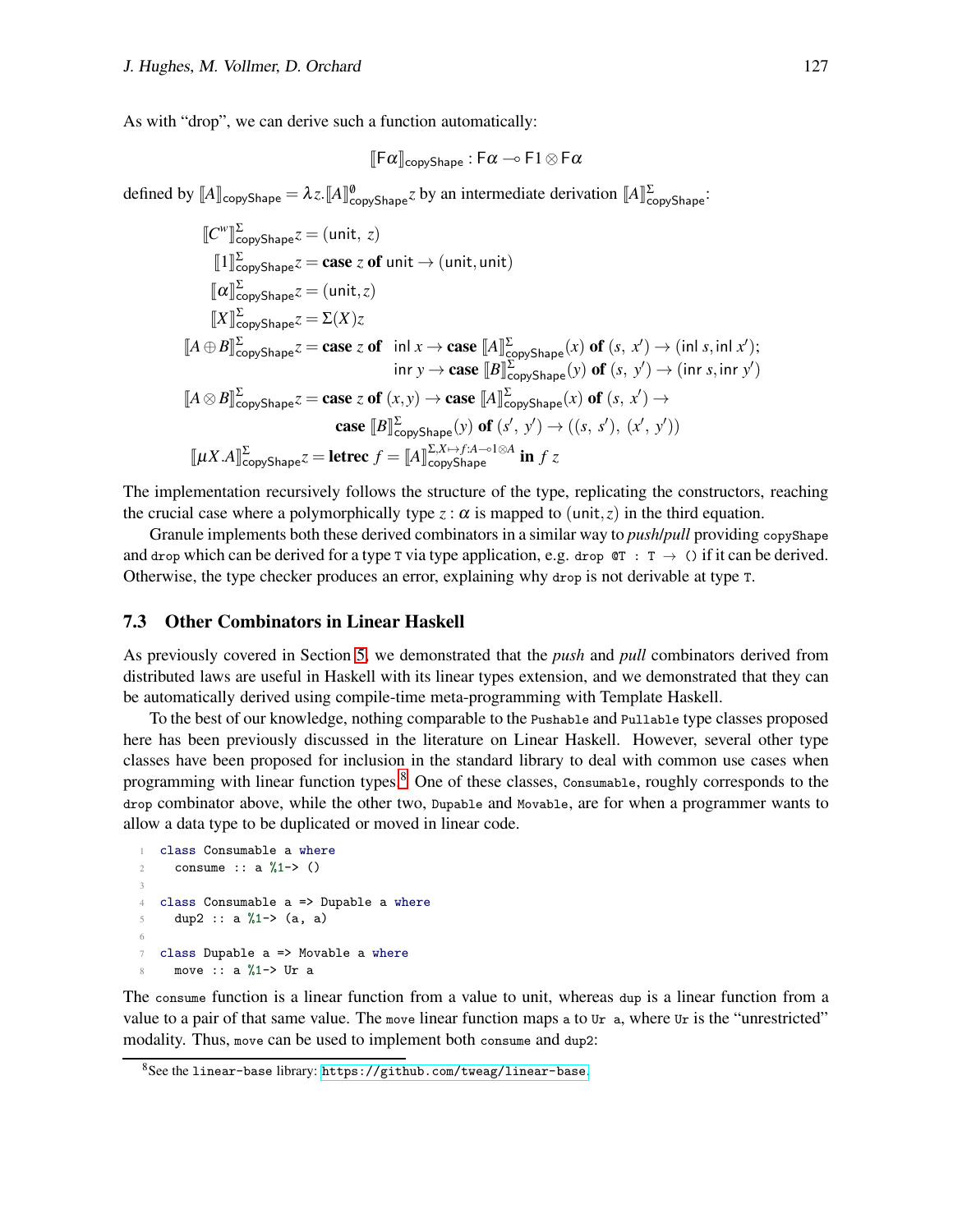As with "drop", we can derive such a function automatically:

$$[\![\mathsf{F}\alpha]\!]_{\mathsf{copyShape}} : \mathsf{F}\alpha \multimap \mathsf{F}1 \otimes \mathsf{F}\alpha$$

defined by $[\![A]\!]_{\mathsf{copyShape}} = \lambda z.[\![A]\!]^{\emptyset}_{\mathsf{copyShape}} z$ by an intermediate derivation $[\![A]\!]^{\Sigma}_{\mathsf{copyShape}}$:

$$
\begin{aligned}
[\![C^w]\!]^{\Sigma}_{\mathsf{copyShape}} z &= (\mathsf{unit},\ z) \\
[\![1]\!]^{\Sigma}_{\mathsf{copyShape}} z &= \textbf{case } z \textbf{ of } \mathsf{unit} \to (\mathsf{unit}, \mathsf{unit}) \\
[\![\alpha]\!]^{\Sigma}_{\mathsf{copyShape}} z &= (\mathsf{unit}, z) \\
[\![X]\!]^{\Sigma}_{\mathsf{copyShape}} z &= \Sigma(X) z \\
[\![A \oplus B]\!]^{\Sigma}_{\mathsf{copyShape}} z &= \textbf{case } z \textbf{ of } \begin{array}[t]{l} \mathsf{inl}\ x \to \textbf{case } [\![A]\!]^{\Sigma}_{\mathsf{copyShape}}(x) \textbf{ of } (s,\ x') \to (\mathsf{inl}\ s, \mathsf{inl}\ x'); \\ \mathsf{inr}\ y \to \textbf{case } [\![B]\!]^{\Sigma}_{\mathsf{copyShape}}(y) \textbf{ of } (s,\ y') \to (\mathsf{inr}\ s, \mathsf{inr}\ y') \end{array} \\
[\![A \otimes B]\!]^{\Sigma}_{\mathsf{copyShape}} z &= \textbf{case } z \textbf{ of } (x,y) \to \textbf{case } [\![A]\!]^{\Sigma}_{\mathsf{copyShape}}(x) \textbf{ of } (s,\ x') \to \\
&\qquad\qquad \textbf{case } [\![B]\!]^{\Sigma}_{\mathsf{copyShape}}(y) \textbf{ of } (s',\ y') \to ((s,\ s'),\ (x',\ y')) \\
[\![\mu X.A]\!]^{\Sigma}_{\mathsf{copyShape}} z &= \textbf{letrec } f = [\![A]\!]^{\Sigma, X \mapsto f : A \multimap 1 \otimes A}_{\mathsf{copyShape}} \textbf{ in } f\ z
\end{aligned}
$$

The implementation recursively follows the structure of the type, replicating the constructors, reaching the crucial case where a polymorphically type $z : \alpha$ is mapped to $(\mathsf{unit}, z)$ in the third equation.

Granule implements both these derived combinators in a similar way to *push*/*pull* providing `copyShape` and `drop` which can be derived for a type `T` via type application, e.g. `drop @T : T → ()` if it can be derived. Otherwise, the type checker produces an error, explaining why `drop` is not derivable at type `T`.

## 7.3 Other Combinators in Linear Haskell

As previously covered in Section 5, we demonstrated that the *push* and *pull* combinators derived from distributed laws are useful in Haskell with its linear types extension, and we demonstrated that they can be automatically derived using compile-time meta-programming with Template Haskell.

To the best of our knowledge, nothing comparable to the `Pushable` and `Pullable` type classes proposed here has been previously discussed in the literature on Linear Haskell. However, several other type classes have been proposed for inclusion in the standard library to deal with common use cases when programming with linear function types.[8] One of these classes, `Consumable`, roughly corresponds to the `drop` combinator above, while the other two, `Dupable` and `Movable`, are for when a programmer wants to allow a data type to be duplicated or moved in linear code.

```
class Consumable a where
  consume :: a %1-> ()

class Consumable a => Dupable a where
  dup2 :: a %1-> (a, a)

class Dupable a => Movable a where
  move :: a %1-> Ur a
```

The `consume` function is a linear function from a value to unit, whereas `dup` is a linear function from a value to a pair of that same value. The `move` linear function maps `a` to `Ur a`, where `Ur` is the "unrestricted" modality. Thus, `move` can be used to implement both `consume` and `dup2`:

[8] See the `linear-base` library: https://github.com/tweag/linear-base.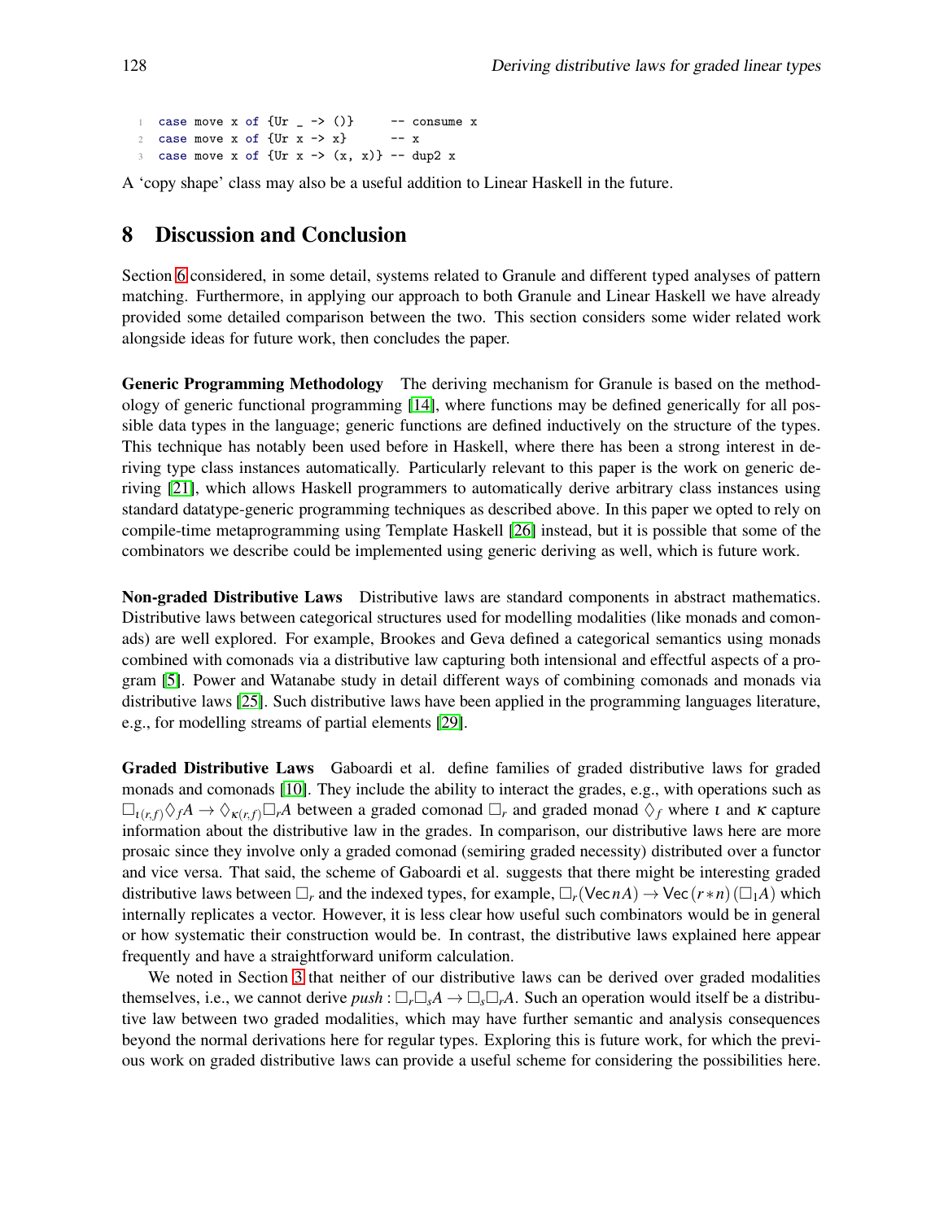```
case move x of {Ur _ -> ()}     -- consume x
case move x of {Ur x -> x}      -- x
case move x of {Ur x -> (x, x)} -- dup2 x
```

A 'copy shape' class may also be a useful addition to Linear Haskell in the future.

## 8 Discussion and Conclusion

Section 6 considered, in some detail, systems related to Granule and different typed analyses of pattern matching. Furthermore, in applying our approach to both Granule and Linear Haskell we have already provided some detailed comparison between the two. This section considers some wider related work alongside ideas for future work, then concludes the paper.

**Generic Programming Methodology** The deriving mechanism for Granule is based on the methodology of generic functional programming [14], where functions may be defined generically for all possible data types in the language; generic functions are defined inductively on the structure of the types. This technique has notably been used before in Haskell, where there has been a strong interest in deriving type class instances automatically. Particularly relevant to this paper is the work on generic deriving [21], which allows Haskell programmers to automatically derive arbitrary class instances using standard datatype-generic programming techniques as described above. In this paper we opted to rely on compile-time metaprogramming using Template Haskell [26] instead, but it is possible that some of the combinators we describe could be implemented using generic deriving as well, which is future work.

**Non-graded Distributive Laws** Distributive laws are standard components in abstract mathematics. Distributive laws between categorical structures used for modelling modalities (like monads and comonads) are well explored. For example, Brookes and Geva defined a categorical semantics using monads combined with comonads via a distributive law capturing both intensional and effectful aspects of a program [5]. Power and Watanabe study in detail different ways of combining comonads and monads via distributive laws [25]. Such distributive laws have been applied in the programming languages literature, e.g., for modelling streams of partial elements [29].

**Graded Distributive Laws** Gaboardi et al. define families of graded distributive laws for graded monads and comonads [10]. They include the ability to interact the grades, e.g., with operations such as $\Box_{\iota(r,f)} \Diamond_f A \rightarrow \Diamond_{\kappa(r,f)} \Box_r A$ between a graded comonad $\Box_r$ and graded monad $\Diamond_f$ where $\iota$ and $\kappa$ capture information about the distributive law in the grades. In comparison, our distributive laws here are more prosaic since they involve only a graded comonad (semiring graded necessity) distributed over a functor and vice versa. That said, the scheme of Gaboardi et al. suggests that there might be interesting graded distributive laws between $\Box_r$ and the indexed types, for example, $\Box_r(\mathsf{Vec}\, n A) \rightarrow \mathsf{Vec}\,(r * n)\,(\Box_1 A)$ which internally replicates a vector. However, it is less clear how useful such combinators would be in general or how systematic their construction would be. In contrast, the distributive laws explained here appear frequently and have a straightforward uniform calculation.

We noted in Section 3 that neither of our distributive laws can be derived over graded modalities themselves, i.e., we cannot derive $push : \Box_r \Box_s A \rightarrow \Box_s \Box_r A$. Such an operation would itself be a distributive law between two graded modalities, which may have further semantic and analysis consequences beyond the normal derivations here for regular types. Exploring this is future work, for which the previous work on graded distributive laws can provide a useful scheme for considering the possibilities here.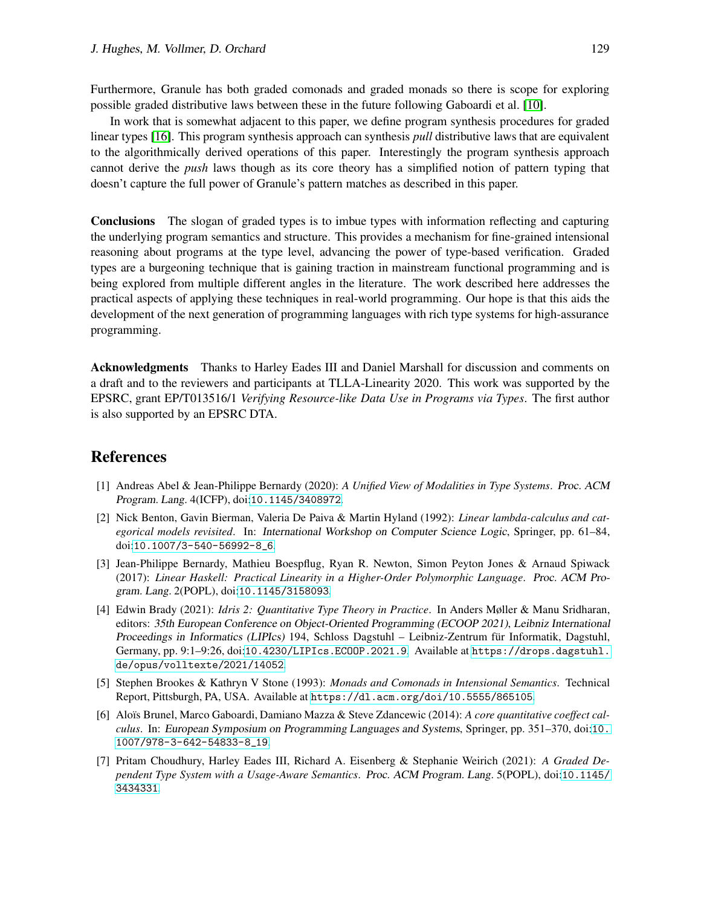Furthermore, Granule has both graded comonads and graded monads so there is scope for exploring possible graded distributive laws between these in the future following Gaboardi et al. [10].

In work that is somewhat adjacent to this paper, we define program synthesis procedures for graded linear types [16]. This program synthesis approach can synthesis *pull* distributive laws that are equivalent to the algorithmically derived operations of this paper. Interestingly the program synthesis approach cannot derive the *push* laws though as its core theory has a simplified notion of pattern typing that doesn't capture the full power of Granule's pattern matches as described in this paper.

**Conclusions** The slogan of graded types is to imbue types with information reflecting and capturing the underlying program semantics and structure. This provides a mechanism for fine-grained intensional reasoning about programs at the type level, advancing the power of type-based verification. Graded types are a burgeoning technique that is gaining traction in mainstream functional programming and is being explored from multiple different angles in the literature. The work described here addresses the practical aspects of applying these techniques in real-world programming. Our hope is that this aids the development of the next generation of programming languages with rich type systems for high-assurance programming.

**Acknowledgments** Thanks to Harley Eades III and Daniel Marshall for discussion and comments on a draft and to the reviewers and participants at TLLA-Linearity 2020. This work was supported by the EPSRC, grant EP/T013516/1 *Verifying Resource-like Data Use in Programs via Types*. The first author is also supported by an EPSRC DTA.

# References

[1] Andreas Abel & Jean-Philippe Bernardy (2020): *A Unified View of Modalities in Type Systems*. Proc. ACM Program. Lang. 4(ICFP), doi:10.1145/3408972.

[2] Nick Benton, Gavin Bierman, Valeria De Paiva & Martin Hyland (1992): *Linear lambda-calculus and categorical models revisited*. In: International Workshop on Computer Science Logic, Springer, pp. 61–84, doi:10.1007/3-540-56992-8_6.

[3] Jean-Philippe Bernardy, Mathieu Boespflug, Ryan R. Newton, Simon Peyton Jones & Arnaud Spiwack (2017): *Linear Haskell: Practical Linearity in a Higher-Order Polymorphic Language*. Proc. ACM Program. Lang. 2(POPL), doi:10.1145/3158093.

[4] Edwin Brady (2021): *Idris 2: Quantitative Type Theory in Practice*. In Anders Møller & Manu Sridharan, editors: 35th European Conference on Object-Oriented Programming (ECOOP 2021), Leibniz International Proceedings in Informatics (LIPIcs) 194, Schloss Dagstuhl – Leibniz-Zentrum für Informatik, Dagstuhl, Germany, pp. 9:1–9:26, doi:10.4230/LIPIcs.ECOOP.2021.9. Available at https://drops.dagstuhl.de/opus/volltexte/2021/14052.

[5] Stephen Brookes & Kathryn V Stone (1993): *Monads and Comonads in Intensional Semantics*. Technical Report, Pittsburgh, PA, USA. Available at https://dl.acm.org/doi/10.5555/865105.

[6] Aloïs Brunel, Marco Gaboardi, Damiano Mazza & Steve Zdancewic (2014): *A core quantitative coeffect calculus*. In: European Symposium on Programming Languages and Systems, Springer, pp. 351–370, doi:10.1007/978-3-642-54833-8_19.

[7] Pritam Choudhury, Harley Eades III, Richard A. Eisenberg & Stephanie Weirich (2021): *A Graded Dependent Type System with a Usage-Aware Semantics*. Proc. ACM Program. Lang. 5(POPL), doi:10.1145/3434331.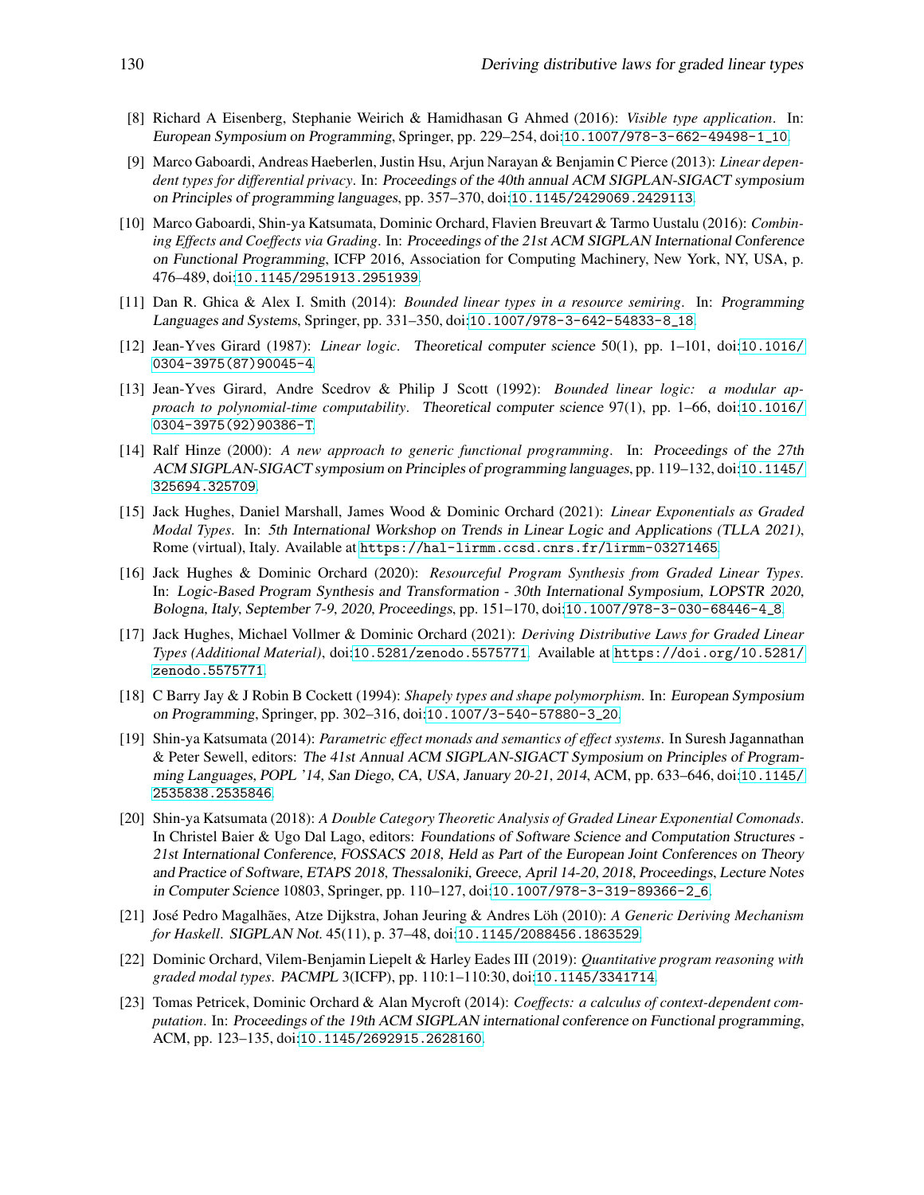[8] Richard A Eisenberg, Stephanie Weirich & Hamidhasan G Ahmed (2016): *Visible type application*. In: European Symposium on Programming, Springer, pp. 229–254, doi:10.1007/978-3-662-49498-1_10.

[9] Marco Gaboardi, Andreas Haeberlen, Justin Hsu, Arjun Narayan & Benjamin C Pierce (2013): *Linear dependent types for differential privacy*. In: Proceedings of the 40th annual ACM SIGPLAN-SIGACT symposium on Principles of programming languages, pp. 357–370, doi:10.1145/2429069.2429113.

[10] Marco Gaboardi, Shin-ya Katsumata, Dominic Orchard, Flavien Breuvart & Tarmo Uustalu (2016): *Combining Effects and Coeffects via Grading*. In: Proceedings of the 21st ACM SIGPLAN International Conference on Functional Programming, ICFP 2016, Association for Computing Machinery, New York, NY, USA, p. 476–489, doi:10.1145/2951913.2951939.

[11] Dan R. Ghica & Alex I. Smith (2014): *Bounded linear types in a resource semiring*. In: Programming Languages and Systems, Springer, pp. 331–350, doi:10.1007/978-3-642-54833-8_18.

[12] Jean-Yves Girard (1987): *Linear logic*. Theoretical computer science 50(1), pp. 1–101, doi:10.1016/0304-3975(87)90045-4.

[13] Jean-Yves Girard, Andre Scedrov & Philip J Scott (1992): *Bounded linear logic: a modular approach to polynomial-time computability*. Theoretical computer science 97(1), pp. 1–66, doi:10.1016/0304-3975(92)90386-T.

[14] Ralf Hinze (2000): *A new approach to generic functional programming*. In: Proceedings of the 27th ACM SIGPLAN-SIGACT symposium on Principles of programming languages, pp. 119–132, doi:10.1145/325694.325709.

[15] Jack Hughes, Daniel Marshall, James Wood & Dominic Orchard (2021): *Linear Exponentials as Graded Modal Types*. In: 5th International Workshop on Trends in Linear Logic and Applications (TLLA 2021), Rome (virtual), Italy. Available at https://hal-lirmm.ccsd.cnrs.fr/lirmm-03271465.

[16] Jack Hughes & Dominic Orchard (2020): *Resourceful Program Synthesis from Graded Linear Types*. In: Logic-Based Program Synthesis and Transformation - 30th International Symposium, LOPSTR 2020, Bologna, Italy, September 7-9, 2020, Proceedings, pp. 151–170, doi:10.1007/978-3-030-68446-4_8.

[17] Jack Hughes, Michael Vollmer & Dominic Orchard (2021): *Deriving Distributive Laws for Graded Linear Types (Additional Material)*, doi:10.5281/zenodo.5575771. Available at https://doi.org/10.5281/zenodo.5575771.

[18] C Barry Jay & J Robin B Cockett (1994): *Shapely types and shape polymorphism*. In: European Symposium on Programming, Springer, pp. 302–316, doi:10.1007/3-540-57880-3_20.

[19] Shin-ya Katsumata (2014): *Parametric effect monads and semantics of effect systems*. In Suresh Jagannathan & Peter Sewell, editors: The 41st Annual ACM SIGPLAN-SIGACT Symposium on Principles of Programming Languages, POPL '14, San Diego, CA, USA, January 20-21, 2014, ACM, pp. 633–646, doi:10.1145/2535838.2535846.

[20] Shin-ya Katsumata (2018): *A Double Category Theoretic Analysis of Graded Linear Exponential Comonads*. In Christel Baier & Ugo Dal Lago, editors: Foundations of Software Science and Computation Structures - 21st International Conference, FOSSACS 2018, Held as Part of the European Joint Conferences on Theory and Practice of Software, ETAPS 2018, Thessaloniki, Greece, April 14-20, 2018, Proceedings, Lecture Notes in Computer Science 10803, Springer, pp. 110–127, doi:10.1007/978-3-319-89366-2_6.

[21] José Pedro Magalhães, Atze Dijkstra, Johan Jeuring & Andres Löh (2010): *A Generic Deriving Mechanism for Haskell*. SIGPLAN Not. 45(11), p. 37–48, doi:10.1145/2088456.1863529.

[22] Dominic Orchard, Vilem-Benjamin Liepelt & Harley Eades III (2019): *Quantitative program reasoning with graded modal types*. PACMPL 3(ICFP), pp. 110:1–110:30, doi:10.1145/3341714.

[23] Tomas Petricek, Dominic Orchard & Alan Mycroft (2014): *Coeffects: a calculus of context-dependent computation*. In: Proceedings of the 19th ACM SIGPLAN international conference on Functional programming, ACM, pp. 123–135, doi:10.1145/2692915.2628160.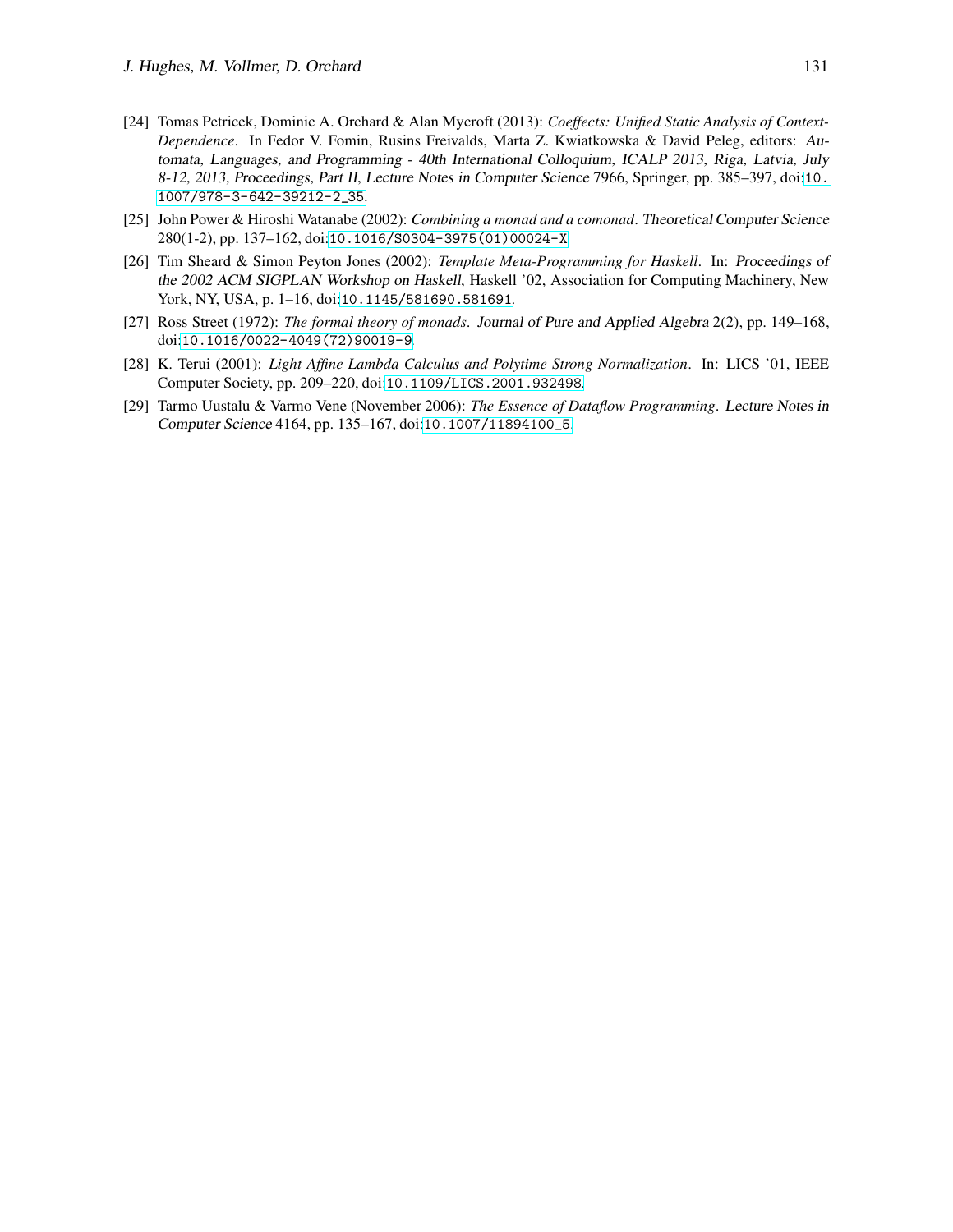[24] Tomas Petricek, Dominic A. Orchard & Alan Mycroft (2013): *Coeffects: Unified Static Analysis of Context-Dependence*. In Fedor V. Fomin, Rusins Freivalds, Marta Z. Kwiatkowska & David Peleg, editors: *Automata, Languages, and Programming - 40th International Colloquium, ICALP 2013, Riga, Latvia, July 8-12, 2013, Proceedings, Part II*, *Lecture Notes in Computer Science* 7966, Springer, pp. 385–397, doi:10.1007/978-3-642-39212-2_35.

[25] John Power & Hiroshi Watanabe (2002): *Combining a monad and a comonad*. *Theoretical Computer Science* 280(1-2), pp. 137–162, doi:10.1016/S0304-3975(01)00024-X.

[26] Tim Sheard & Simon Peyton Jones (2002): *Template Meta-Programming for Haskell*. In: *Proceedings of the 2002 ACM SIGPLAN Workshop on Haskell*, Haskell '02, Association for Computing Machinery, New York, NY, USA, p. 1–16, doi:10.1145/581690.581691.

[27] Ross Street (1972): *The formal theory of monads*. *Journal of Pure and Applied Algebra* 2(2), pp. 149–168, doi:10.1016/0022-4049(72)90019-9.

[28] K. Terui (2001): *Light Affine Lambda Calculus and Polytime Strong Normalization*. In: LICS '01, IEEE Computer Society, pp. 209–220, doi:10.1109/LICS.2001.932498.

[29] Tarmo Uustalu & Varmo Vene (November 2006): *The Essence of Dataflow Programming*. *Lecture Notes in Computer Science* 4164, pp. 135–167, doi:10.1007/11894100_5.